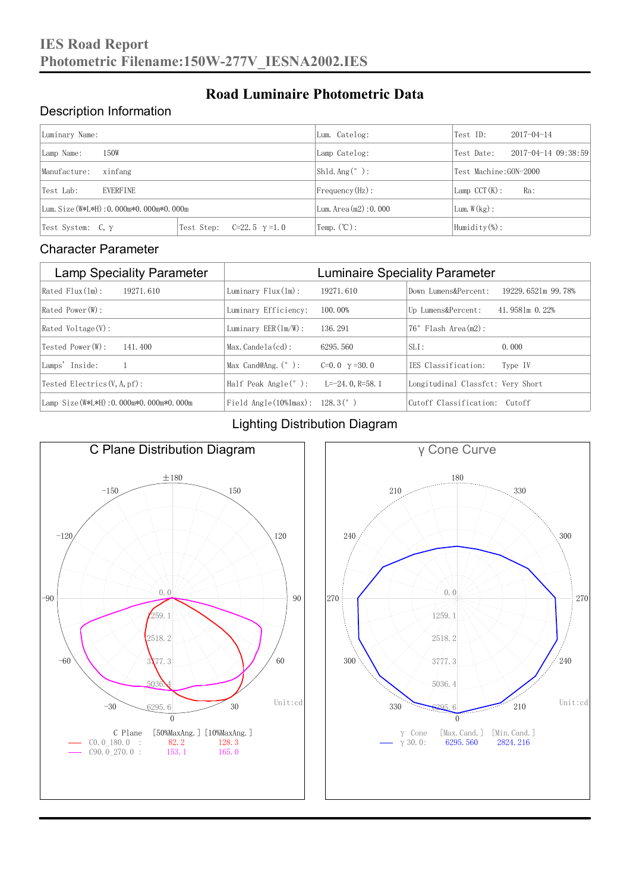# IES Road Report

**Photometric Filename:150W-277V_IESNA2002.IES**

## Road Luminaire Photometric Data

### Description Information

| Luminary Name: | | Lum. Catelog: | Test ID: 2017-04-14 |
|---|---|---|---|
| Lamp Name: 150W | | Lamp Catelog: | Test Date: 2017-04-14 09:38:59 |
| Manufacture: xinfang | | Shld. Ang(°): | Test Machine:GON-2000 |
| Test Lab: EVERFINE | | Frequency(Hz): | Lamp CCT(K): Ra: |
| Lum. Size(W*L*H):0.000m*0.000m*0.000m | | Lum. Area(m2):0.000 | Lum. W(kg): |
| Test System: C, γ | Test Step: C=22.5 γ=1.0 | Temp. (℃): | Humidity(%): |

### Character Parameter

| Lamp Speciality Parameter | Luminaire Speciality Parameter | |
|---|---|---|
| Rated Flux(lm): 19271.610 | Luminary Flux(lm): 19271.610 | Down Lumens&Percent: 19229.6521m 99.78% |
| Rated Power(W): | Luminary Efficiency: 100.00% | Up Lumens&Percent: 41.9581m 0.22% |
| Rated Voltage(V): | Luminary EER(lm/W): 136.291 | 76° Flash Area(m2): |
| Tested Power(W): 141.400 | Max. Candela(cd): 6295.560 | SLI: 0.000 |
| Lamps' Inside: 1 | Max Cand@Ang. (°): C=0.0 γ=30.0 | IES Classification: Type IV |
| Tested Electrics(V, A, pf): | Half Peak Angle(°): L=-24.0, R=58.1 | Longitudinal Classfct: Very Short |
| Lamp Size(W*L*H):0.000m*0.000m*0.000m | Field Angle(10%Imax): 128.3(°) | Cutoff Classification: Cutoff |

### Lighting Distribution Diagram

**C Plane Distribution Diagram** (Unit:cd)

| C Plane | [50%MaxAng.] | [10%MaxAng.] |
|---|---|---|
| C0.0_180.0 | 82.2 | 128.3 |
| C90.0_270.0 | 153.1 | 165.0 |

**γ Cone Curve** (Unit:cd)

| γ Cone | [Max. Cand.] | [Min. Cand.] |
|---|---|---|
| γ 30.0: | 6295.560 | 2824.216 |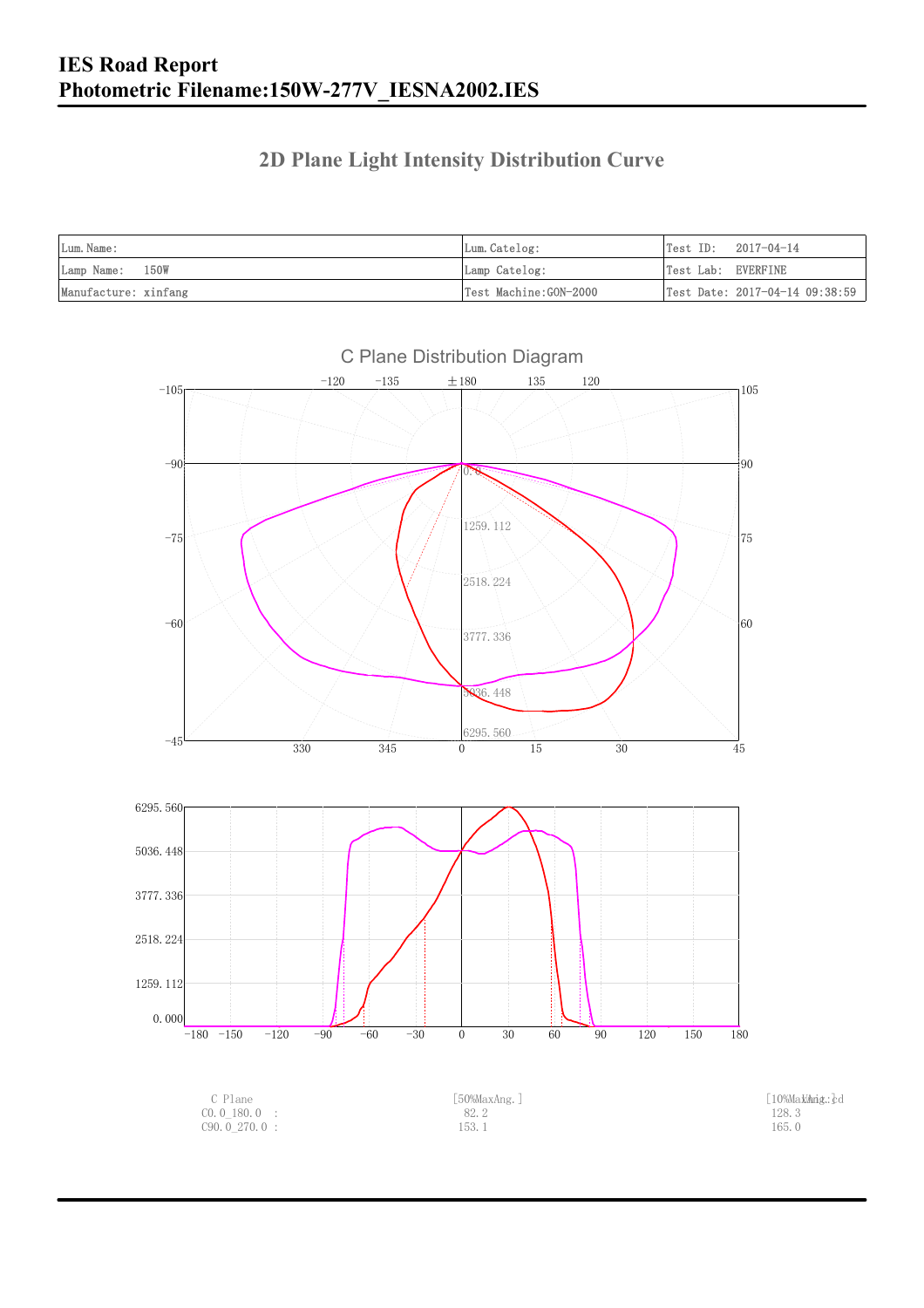# IES Road Report
# Photometric Filename:150W-277V_IESNA2002.IES

## 2D Plane Light Intensity Distribution Curve

| Lum.Name: | Lum.Catelog: | Test ID: 2017-04-14 |
|---|---|---|
| Lamp Name: 150W | Lamp Catelog: | Test Lab: EVERFINE |
| Manufacture: xinfang | Test Machine:GON-2000 | Test Date: 2017-04-14 09:38:59 |

| C Plane | [50%MaxAng.] | [10%MaxAng.] |
|---|---|---|
| C0.0_180.0 : | 82.2 | 128.3 |
| C90.0_270.0 : | 153.1 | 165.0 |

Unit: cd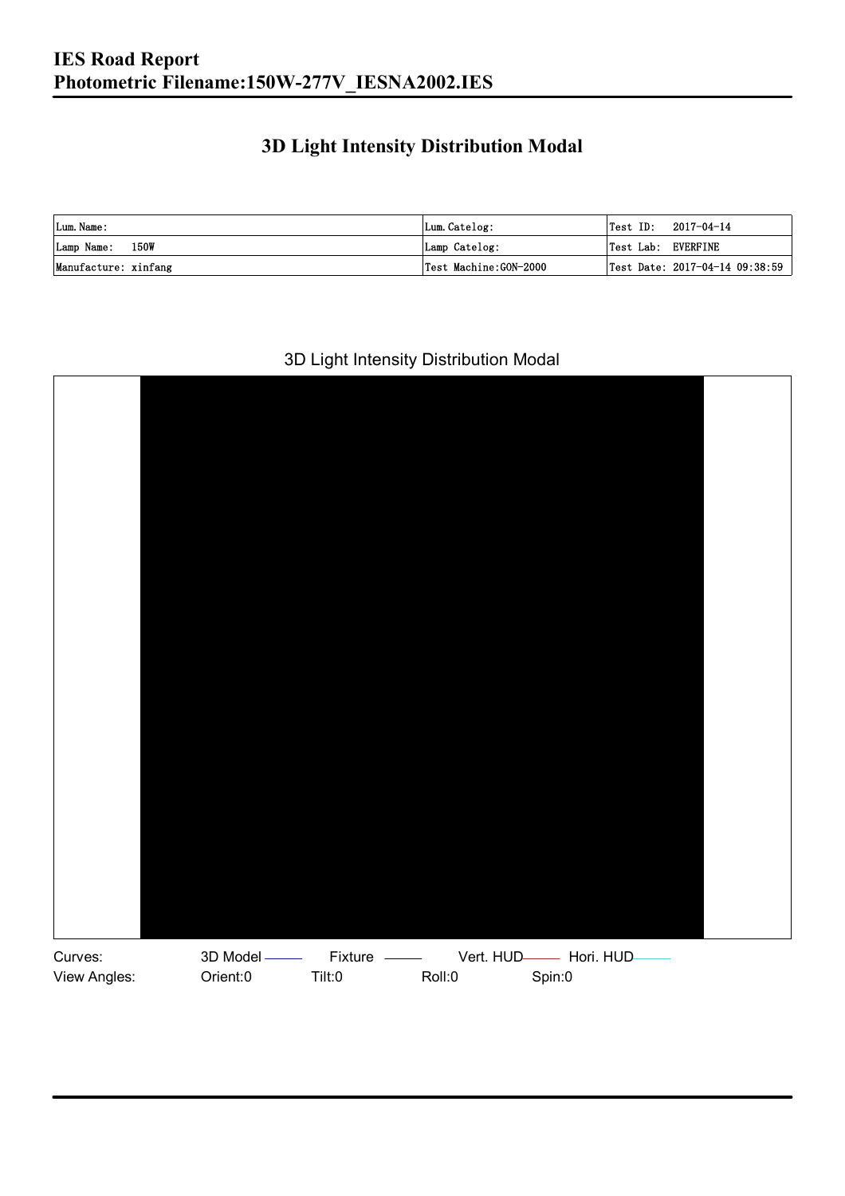## 3D Light Intensity Distribution Modal

| Lum.Name: | Lum.Catelog: | Test ID: 2017-04-14 |
|---|---|---|
| Lamp Name: 150W | Lamp Catelog: | Test Lab: EVERFINE |
| Manufacture: xinfang | Test Machine:GON-2000 | Test Date: 2017-04-14 09:38:59 |

3D Light Intensity Distribution Modal

Curves: 3D Model Fixture Vert. HUD Hori. HUD

View Angles: Orient:0 Tilt:0 Roll:0 Spin:0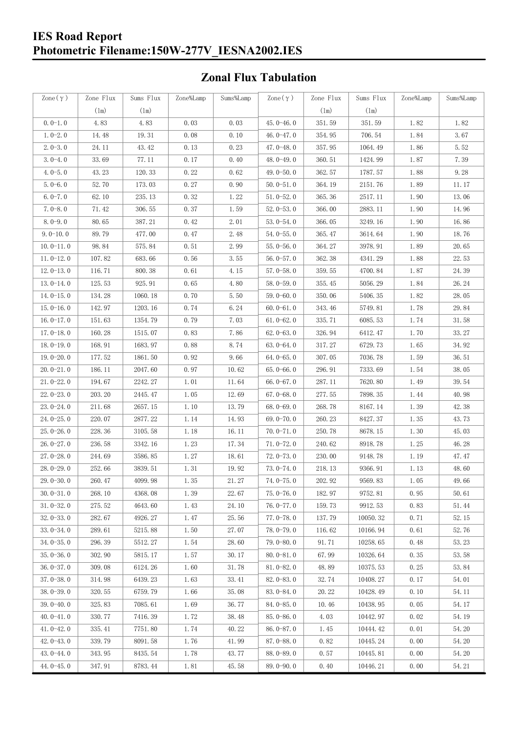# IES Road Report
## Photometric Filename:150W-277V_IESNA2002.IES

## Zonal Flux Tabulation

| Zone(γ) | Zone Flux (lm) | Sums Flux (lm) | Zone%Lamp | Sums%Lamp | Zone(γ) | Zone Flux (lm) | Sums Flux (lm) | Zone%Lamp | Sums%Lamp |
|---|---|---|---|---|---|---|---|---|---|
| 0.0-1.0 | 4.83 | 4.83 | 0.03 | 0.03 | 45.0-46.0 | 351.59 | 351.59 | 1.82 | 1.82 |
| 1.0-2.0 | 14.48 | 19.31 | 0.08 | 0.10 | 46.0-47.0 | 354.95 | 706.54 | 1.84 | 3.67 |
| 2.0-3.0 | 24.11 | 43.42 | 0.13 | 0.23 | 47.0-48.0 | 357.95 | 1064.49 | 1.86 | 5.52 |
| 3.0-4.0 | 33.69 | 77.11 | 0.17 | 0.40 | 48.0-49.0 | 360.51 | 1424.99 | 1.87 | 7.39 |
| 4.0-5.0 | 43.23 | 120.33 | 0.22 | 0.62 | 49.0-50.0 | 362.57 | 1787.57 | 1.88 | 9.28 |
| 5.0-6.0 | 52.70 | 173.03 | 0.27 | 0.90 | 50.0-51.0 | 364.19 | 2151.76 | 1.89 | 11.17 |
| 6.0-7.0 | 62.10 | 235.13 | 0.32 | 1.22 | 51.0-52.0 | 365.36 | 2517.11 | 1.90 | 13.06 |
| 7.0-8.0 | 71.42 | 306.55 | 0.37 | 1.59 | 52.0-53.0 | 366.00 | 2883.11 | 1.90 | 14.96 |
| 8.0-9.0 | 80.65 | 387.21 | 0.42 | 2.01 | 53.0-54.0 | 366.05 | 3249.16 | 1.90 | 16.86 |
| 9.0-10.0 | 89.79 | 477.00 | 0.47 | 2.48 | 54.0-55.0 | 365.47 | 3614.64 | 1.90 | 18.76 |
| 10.0-11.0 | 98.84 | 575.84 | 0.51 | 2.99 | 55.0-56.0 | 364.27 | 3978.91 | 1.89 | 20.65 |
| 11.0-12.0 | 107.82 | 683.66 | 0.56 | 3.55 | 56.0-57.0 | 362.38 | 4341.29 | 1.88 | 22.53 |
| 12.0-13.0 | 116.71 | 800.38 | 0.61 | 4.15 | 57.0-58.0 | 359.55 | 4700.84 | 1.87 | 24.39 |
| 13.0-14.0 | 125.53 | 925.91 | 0.65 | 4.80 | 58.0-59.0 | 355.45 | 5056.29 | 1.84 | 26.24 |
| 14.0-15.0 | 134.28 | 1060.18 | 0.70 | 5.50 | 59.0-60.0 | 350.06 | 5406.35 | 1.82 | 28.05 |
| 15.0-16.0 | 142.97 | 1203.16 | 0.74 | 6.24 | 60.0-61.0 | 343.46 | 5749.81 | 1.78 | 29.84 |
| 16.0-17.0 | 151.63 | 1354.79 | 0.79 | 7.03 | 61.0-62.0 | 335.71 | 6085.53 | 1.74 | 31.58 |
| 17.0-18.0 | 160.28 | 1515.07 | 0.83 | 7.86 | 62.0-63.0 | 326.94 | 6412.47 | 1.70 | 33.27 |
| 18.0-19.0 | 168.91 | 1683.97 | 0.88 | 8.74 | 63.0-64.0 | 317.27 | 6729.73 | 1.65 | 34.92 |
| 19.0-20.0 | 177.52 | 1861.50 | 0.92 | 9.66 | 64.0-65.0 | 307.05 | 7036.78 | 1.59 | 36.51 |
| 20.0-21.0 | 186.11 | 2047.60 | 0.97 | 10.62 | 65.0-66.0 | 296.91 | 7333.69 | 1.54 | 38.05 |
| 21.0-22.0 | 194.67 | 2242.27 | 1.01 | 11.64 | 66.0-67.0 | 287.11 | 7620.80 | 1.49 | 39.54 |
| 22.0-23.0 | 203.20 | 2445.47 | 1.05 | 12.69 | 67.0-68.0 | 277.55 | 7898.35 | 1.44 | 40.98 |
| 23.0-24.0 | 211.68 | 2657.15 | 1.10 | 13.79 | 68.0-69.0 | 268.78 | 8167.14 | 1.39 | 42.38 |
| 24.0-25.0 | 220.07 | 2877.22 | 1.14 | 14.93 | 69.0-70.0 | 260.23 | 8427.37 | 1.35 | 43.73 |
| 25.0-26.0 | 228.36 | 3105.58 | 1.18 | 16.11 | 70.0-71.0 | 250.78 | 8678.15 | 1.30 | 45.03 |
| 26.0-27.0 | 236.58 | 3342.16 | 1.23 | 17.34 | 71.0-72.0 | 240.62 | 8918.78 | 1.25 | 46.28 |
| 27.0-28.0 | 244.69 | 3586.85 | 1.27 | 18.61 | 72.0-73.0 | 230.00 | 9148.78 | 1.19 | 47.47 |
| 28.0-29.0 | 252.66 | 3839.51 | 1.31 | 19.92 | 73.0-74.0 | 218.13 | 9366.91 | 1.13 | 48.60 |
| 29.0-30.0 | 260.47 | 4099.98 | 1.35 | 21.27 | 74.0-75.0 | 202.92 | 9569.83 | 1.05 | 49.66 |
| 30.0-31.0 | 268.10 | 4368.08 | 1.39 | 22.67 | 75.0-76.0 | 182.97 | 9752.81 | 0.95 | 50.61 |
| 31.0-32.0 | 275.52 | 4643.60 | 1.43 | 24.10 | 76.0-77.0 | 159.73 | 9912.53 | 0.83 | 51.44 |
| 32.0-33.0 | 282.67 | 4926.27 | 1.47 | 25.56 | 77.0-78.0 | 137.79 | 10050.32 | 0.71 | 52.15 |
| 33.0-34.0 | 289.61 | 5215.88 | 1.50 | 27.07 | 78.0-79.0 | 116.62 | 10166.94 | 0.61 | 52.76 |
| 34.0-35.0 | 296.39 | 5512.27 | 1.54 | 28.60 | 79.0-80.0 | 91.71 | 10258.65 | 0.48 | 53.23 |
| 35.0-36.0 | 302.90 | 5815.17 | 1.57 | 30.17 | 80.0-81.0 | 67.99 | 10326.64 | 0.35 | 53.58 |
| 36.0-37.0 | 309.08 | 6124.26 | 1.60 | 31.78 | 81.0-82.0 | 48.89 | 10375.53 | 0.25 | 53.84 |
| 37.0-38.0 | 314.98 | 6439.23 | 1.63 | 33.41 | 82.0-83.0 | 32.74 | 10408.27 | 0.17 | 54.01 |
| 38.0-39.0 | 320.55 | 6759.79 | 1.66 | 35.08 | 83.0-84.0 | 20.22 | 10428.49 | 0.10 | 54.11 |
| 39.0-40.0 | 325.83 | 7085.61 | 1.69 | 36.77 | 84.0-85.0 | 10.46 | 10438.95 | 0.05 | 54.17 |
| 40.0-41.0 | 330.77 | 7416.39 | 1.72 | 38.48 | 85.0-86.0 | 4.03 | 10442.97 | 0.02 | 54.19 |
| 41.0-42.0 | 335.41 | 7751.80 | 1.74 | 40.22 | 86.0-87.0 | 1.45 | 10444.42 | 0.01 | 54.20 |
| 42.0-43.0 | 339.79 | 8091.58 | 1.76 | 41.99 | 87.0-88.0 | 0.82 | 10445.24 | 0.00 | 54.20 |
| 43.0-44.0 | 343.95 | 8435.54 | 1.78 | 43.77 | 88.0-89.0 | 0.57 | 10445.81 | 0.00 | 54.20 |
| 44.0-45.0 | 347.91 | 8783.44 | 1.81 | 45.58 | 89.0-90.0 | 0.40 | 10446.21 | 0.00 | 54.21 |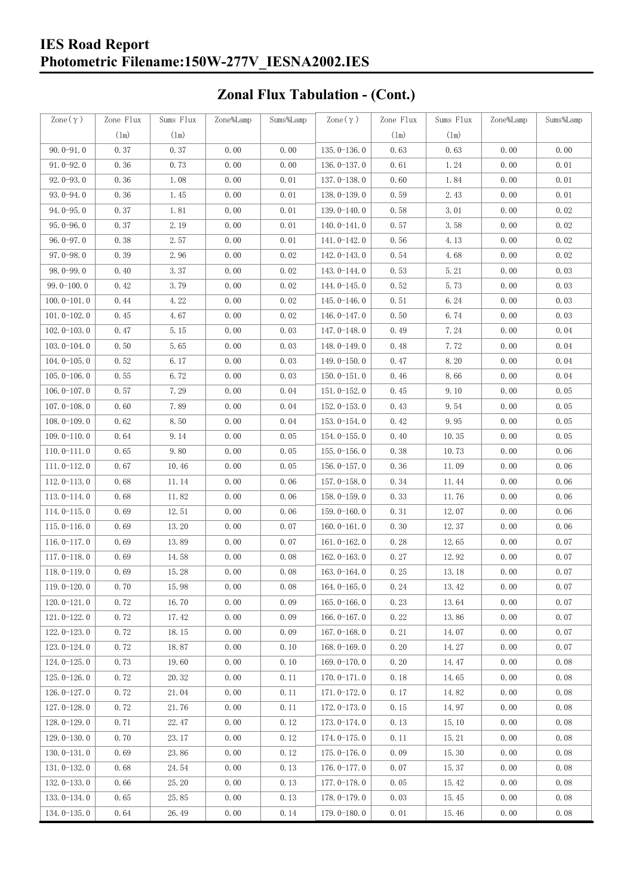## Zonal Flux Tabulation - (Cont.)

| Zone(γ) | Zone Flux (lm) | Sums Flux (lm) | Zone%Lamp | Sums%Lamp | Zone(γ) | Zone Flux (lm) | Sums Flux (lm) | Zone%Lamp | Sums%Lamp |
|---|---|---|---|---|---|---|---|---|---|
| 90.0-91.0 | 0.37 | 0.37 | 0.00 | 0.00 | 135.0-136.0 | 0.63 | 0.63 | 0.00 | 0.00 |
| 91.0-92.0 | 0.36 | 0.73 | 0.00 | 0.00 | 136.0-137.0 | 0.61 | 1.24 | 0.00 | 0.01 |
| 92.0-93.0 | 0.36 | 1.08 | 0.00 | 0.01 | 137.0-138.0 | 0.60 | 1.84 | 0.00 | 0.01 |
| 93.0-94.0 | 0.36 | 1.45 | 0.00 | 0.01 | 138.0-139.0 | 0.59 | 2.43 | 0.00 | 0.01 |
| 94.0-95.0 | 0.37 | 1.81 | 0.00 | 0.01 | 139.0-140.0 | 0.58 | 3.01 | 0.00 | 0.02 |
| 95.0-96.0 | 0.37 | 2.19 | 0.00 | 0.01 | 140.0-141.0 | 0.57 | 3.58 | 0.00 | 0.02 |
| 96.0-97.0 | 0.38 | 2.57 | 0.00 | 0.01 | 141.0-142.0 | 0.56 | 4.13 | 0.00 | 0.02 |
| 97.0-98.0 | 0.39 | 2.96 | 0.00 | 0.02 | 142.0-143.0 | 0.54 | 4.68 | 0.00 | 0.02 |
| 98.0-99.0 | 0.40 | 3.37 | 0.00 | 0.02 | 143.0-144.0 | 0.53 | 5.21 | 0.00 | 0.03 |
| 99.0-100.0 | 0.42 | 3.79 | 0.00 | 0.02 | 144.0-145.0 | 0.52 | 5.73 | 0.00 | 0.03 |
| 100.0-101.0 | 0.44 | 4.22 | 0.00 | 0.02 | 145.0-146.0 | 0.51 | 6.24 | 0.00 | 0.03 |
| 101.0-102.0 | 0.45 | 4.67 | 0.00 | 0.02 | 146.0-147.0 | 0.50 | 6.74 | 0.00 | 0.03 |
| 102.0-103.0 | 0.47 | 5.15 | 0.00 | 0.03 | 147.0-148.0 | 0.49 | 7.24 | 0.00 | 0.04 |
| 103.0-104.0 | 0.50 | 5.65 | 0.00 | 0.03 | 148.0-149.0 | 0.48 | 7.72 | 0.00 | 0.04 |
| 104.0-105.0 | 0.52 | 6.17 | 0.00 | 0.03 | 149.0-150.0 | 0.47 | 8.20 | 0.00 | 0.04 |
| 105.0-106.0 | 0.55 | 6.72 | 0.00 | 0.03 | 150.0-151.0 | 0.46 | 8.66 | 0.00 | 0.04 |
| 106.0-107.0 | 0.57 | 7.29 | 0.00 | 0.04 | 151.0-152.0 | 0.45 | 9.10 | 0.00 | 0.05 |
| 107.0-108.0 | 0.60 | 7.89 | 0.00 | 0.04 | 152.0-153.0 | 0.43 | 9.54 | 0.00 | 0.05 |
| 108.0-109.0 | 0.62 | 8.50 | 0.00 | 0.04 | 153.0-154.0 | 0.42 | 9.95 | 0.00 | 0.05 |
| 109.0-110.0 | 0.64 | 9.14 | 0.00 | 0.05 | 154.0-155.0 | 0.40 | 10.35 | 0.00 | 0.05 |
| 110.0-111.0 | 0.65 | 9.80 | 0.00 | 0.05 | 155.0-156.0 | 0.38 | 10.73 | 0.00 | 0.06 |
| 111.0-112.0 | 0.67 | 10.46 | 0.00 | 0.05 | 156.0-157.0 | 0.36 | 11.09 | 0.00 | 0.06 |
| 112.0-113.0 | 0.68 | 11.14 | 0.00 | 0.06 | 157.0-158.0 | 0.34 | 11.44 | 0.00 | 0.06 |
| 113.0-114.0 | 0.68 | 11.82 | 0.00 | 0.06 | 158.0-159.0 | 0.33 | 11.76 | 0.00 | 0.06 |
| 114.0-115.0 | 0.69 | 12.51 | 0.00 | 0.06 | 159.0-160.0 | 0.31 | 12.07 | 0.00 | 0.06 |
| 115.0-116.0 | 0.69 | 13.20 | 0.00 | 0.07 | 160.0-161.0 | 0.30 | 12.37 | 0.00 | 0.06 |
| 116.0-117.0 | 0.69 | 13.89 | 0.00 | 0.07 | 161.0-162.0 | 0.28 | 12.65 | 0.00 | 0.07 |
| 117.0-118.0 | 0.69 | 14.58 | 0.00 | 0.08 | 162.0-163.0 | 0.27 | 12.92 | 0.00 | 0.07 |
| 118.0-119.0 | 0.69 | 15.28 | 0.00 | 0.08 | 163.0-164.0 | 0.25 | 13.18 | 0.00 | 0.07 |
| 119.0-120.0 | 0.70 | 15.98 | 0.00 | 0.08 | 164.0-165.0 | 0.24 | 13.42 | 0.00 | 0.07 |
| 120.0-121.0 | 0.72 | 16.70 | 0.00 | 0.09 | 165.0-166.0 | 0.23 | 13.64 | 0.00 | 0.07 |
| 121.0-122.0 | 0.72 | 17.42 | 0.00 | 0.09 | 166.0-167.0 | 0.22 | 13.86 | 0.00 | 0.07 |
| 122.0-123.0 | 0.72 | 18.15 | 0.00 | 0.09 | 167.0-168.0 | 0.21 | 14.07 | 0.00 | 0.07 |
| 123.0-124.0 | 0.72 | 18.87 | 0.00 | 0.10 | 168.0-169.0 | 0.20 | 14.27 | 0.00 | 0.07 |
| 124.0-125.0 | 0.73 | 19.60 | 0.00 | 0.10 | 169.0-170.0 | 0.20 | 14.47 | 0.00 | 0.08 |
| 125.0-126.0 | 0.72 | 20.32 | 0.00 | 0.11 | 170.0-171.0 | 0.18 | 14.65 | 0.00 | 0.08 |
| 126.0-127.0 | 0.72 | 21.04 | 0.00 | 0.11 | 171.0-172.0 | 0.17 | 14.82 | 0.00 | 0.08 |
| 127.0-128.0 | 0.72 | 21.76 | 0.00 | 0.11 | 172.0-173.0 | 0.15 | 14.97 | 0.00 | 0.08 |
| 128.0-129.0 | 0.71 | 22.47 | 0.00 | 0.12 | 173.0-174.0 | 0.13 | 15.10 | 0.00 | 0.08 |
| 129.0-130.0 | 0.70 | 23.17 | 0.00 | 0.12 | 174.0-175.0 | 0.11 | 15.21 | 0.00 | 0.08 |
| 130.0-131.0 | 0.69 | 23.86 | 0.00 | 0.12 | 175.0-176.0 | 0.09 | 15.30 | 0.00 | 0.08 |
| 131.0-132.0 | 0.68 | 24.54 | 0.00 | 0.13 | 176.0-177.0 | 0.07 | 15.37 | 0.00 | 0.08 |
| 132.0-133.0 | 0.66 | 25.20 | 0.00 | 0.13 | 177.0-178.0 | 0.05 | 15.42 | 0.00 | 0.08 |
| 133.0-134.0 | 0.65 | 25.85 | 0.00 | 0.13 | 178.0-179.0 | 0.03 | 15.45 | 0.00 | 0.08 |
| 134.0-135.0 | 0.64 | 26.49 | 0.00 | 0.14 | 179.0-180.0 | 0.01 | 15.46 | 0.00 | 0.08 |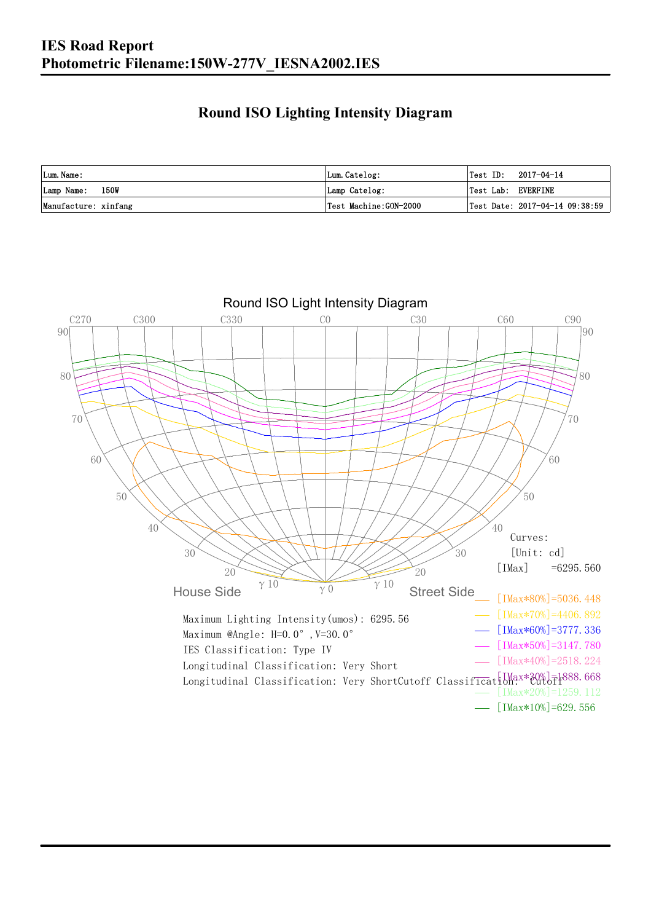# IES Road Report

## Photometric Filename:150W-277V_IESNA2002.IES

## Round ISO Lighting Intensity Diagram

| Lum. Name: | Lum. Catelog: | Test ID: 2017-04-14 |
| --- | --- | --- |
| Lamp Name: 150W | Lamp Catelog: | Test Lab: EVERFINE |
| Manufacture: xinfang | Test Machine:GON-2000 | Test Date: 2017-04-14 09:38:59 |

Round ISO Light Intensity Diagram

C270 C300 C330 C0 C30 C60 C90

House Side — Street Side

Curves:
[Unit: cd]
[IMax] =6295.560

[IMax*80%]=5036.448
[IMax*70%]=4406.892
[IMax*60%]=3777.336
[IMax*50%]=3147.780
[IMax*40%]=2518.224
[IMax*30%]=1888.668
[IMax*20%]=1259.112
[IMax*10%]=629.556

Maximum Lighting Intensity(umos): 6295.56
Maximum @Angle: H=0.0°, V=30.0°
IES Classification: Type IV
Longitudinal Classification: Very Short
Longitudinal Classification: Very ShortCutoff Classification: Cutoff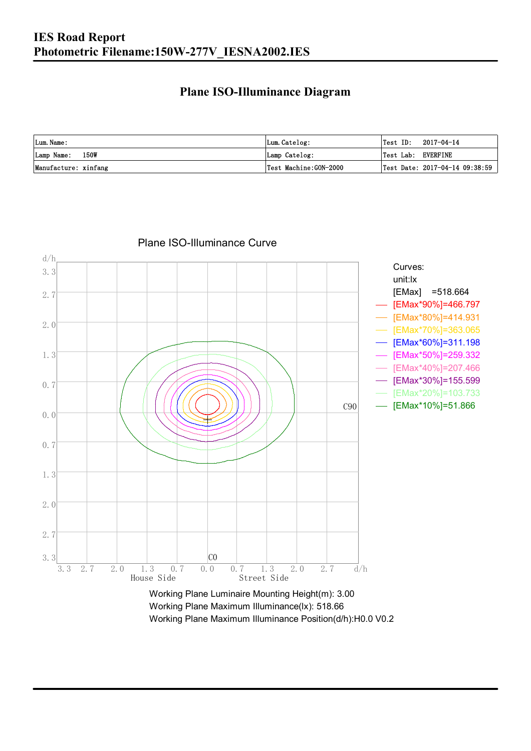# IES Road Report

# Photometric Filename:150W-277V_IESNA2002.IES

## Plane ISO-Illuminance Diagram

| Lum. Name: | Lum. Catelog: | Test ID: 2017-04-14 |
|---|---|---|
| Lamp Name: 150W | Lamp Catelog: | Test Lab: EVERFINE |
| Manufacture: xinfang | Test Machine:GON-2000 | Test Date: 2017-04-14 09:38:59 |

Plane ISO-Illuminance Curve

Curves:
unit:lx
[EMax] =518.664
[EMax*90%]=466.797
[EMax*80%]=414.931
[EMax*70%]=363.065
[EMax*60%]=311.198
[EMax*50%]=259.332
[EMax*40%]=207.466
[EMax*30%]=155.599
[EMax*20%]=103.733
[EMax*10%]=51.866

Working Plane Luminaire Mounting Height(m): 3.00
Working Plane Maximum Illuminance(lx): 518.66
Working Plane Maximum Illuminance Position(d/h):H0.0 V0.2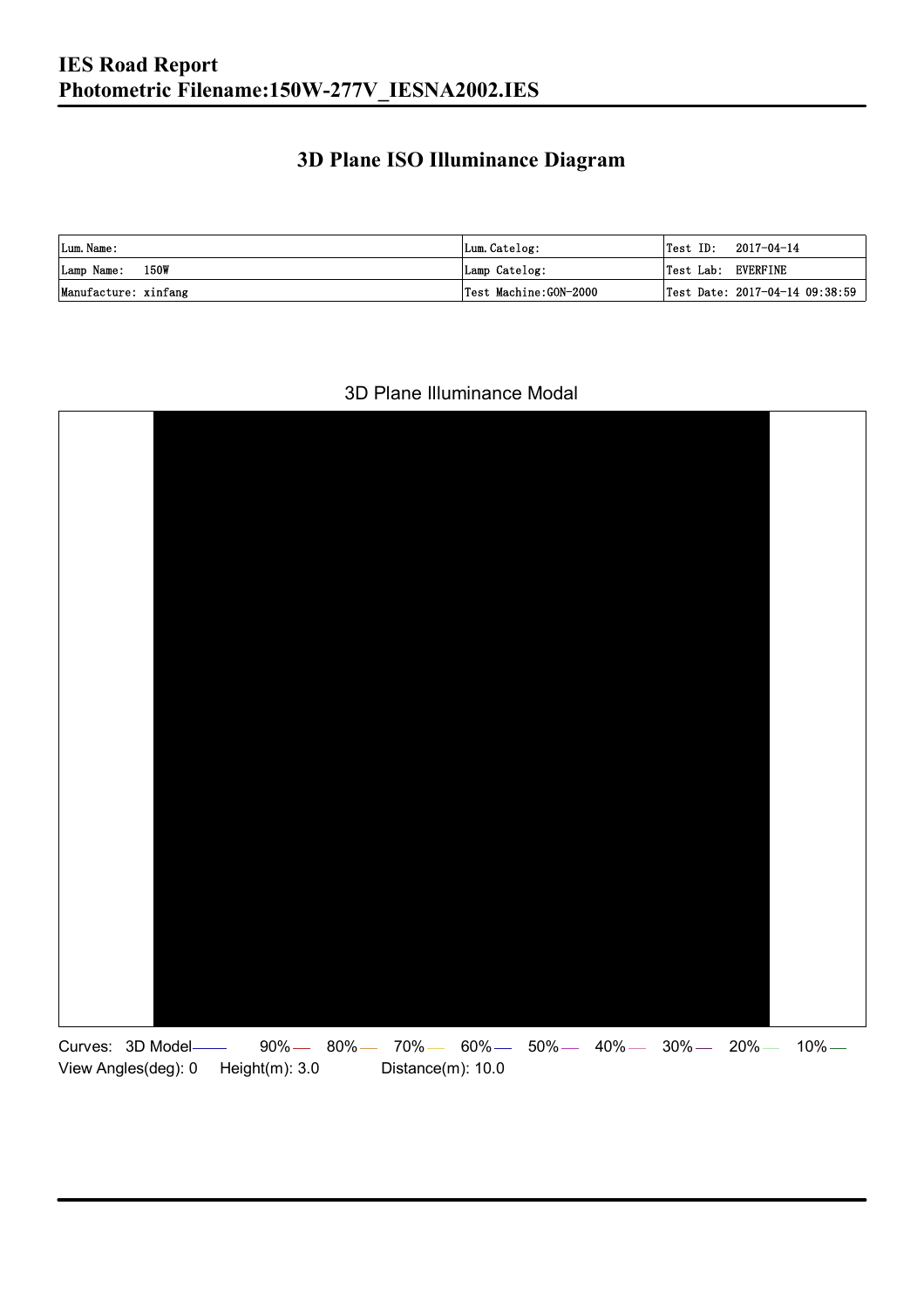# IES Road Report
# Photometric Filename:150W-277V_IESNA2002.IES

## 3D Plane ISO Illuminance Diagram

| Lum. Name: | Lum. Catelog: | Test ID: 2017-04-14 |
|---|---|---|
| Lamp Name: 150W | Lamp Catelog: | Test Lab: EVERFINE |
| Manufacture: xinfang | Test Machine:GON-2000 | Test Date: 2017-04-14 09:38:59 |

3D Plane Illuminance Modal

Curves: 3D Model 90% 80% 70% 60% 50% 40% 30% 20% 10%

View Angles(deg): 0 Height(m): 3.0 Distance(m): 10.0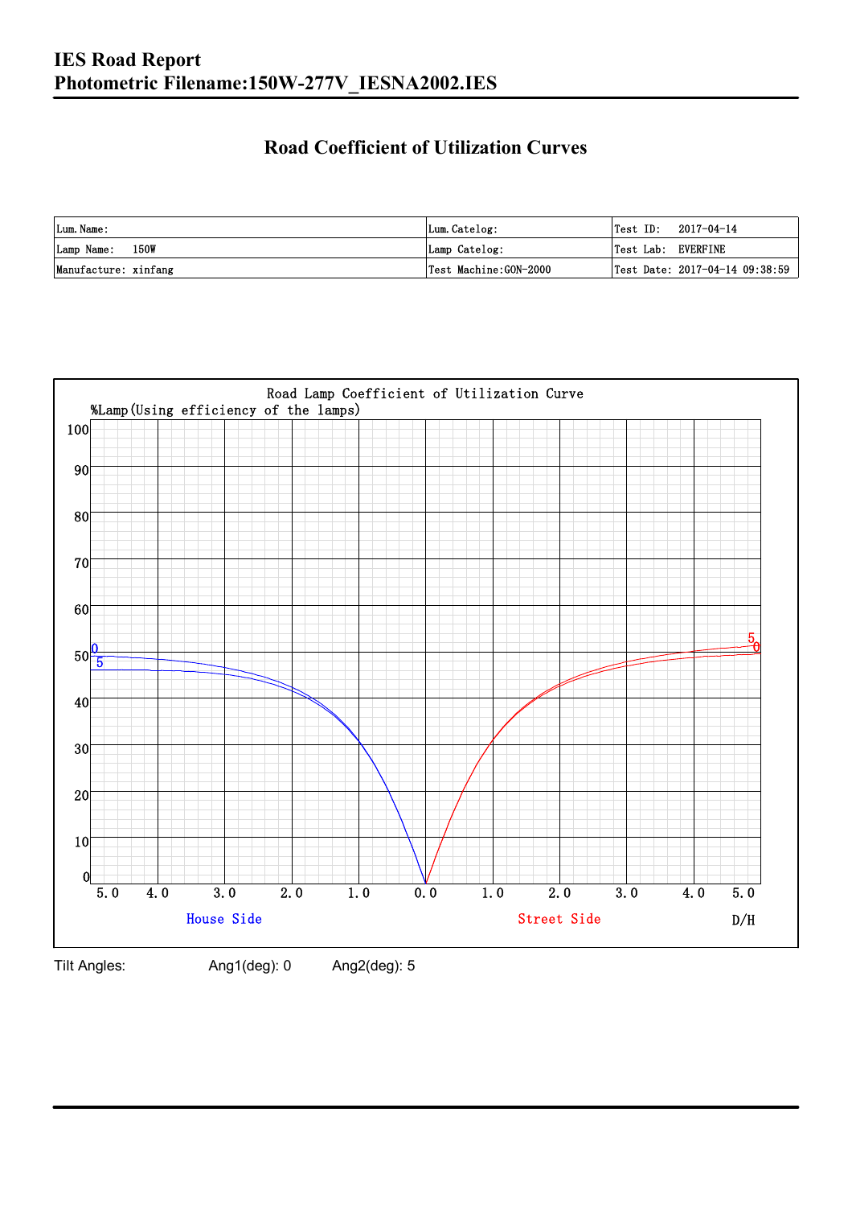# IES Road Report
# Photometric Filename:150W-277V_IESNA2002.IES

## Road Coefficient of Utilization Curves

| Lum. Name: | Lum. Catelog: | Test ID: 2017-04-14 |
|---|---|---|
| Lamp Name: 150W | Lamp Catelog: | Test Lab: EVERFINE |
| Manufacture: xinfang | Test Machine:GON-2000 | Test Date: 2017-04-14 09:38:59 |

Road Lamp Coefficient of Utilization Curve

%Lamp(Using efficiency of the lamps)

House Side | Street Side | D/H

Tilt Angles: Ang1(deg): 0 Ang2(deg): 5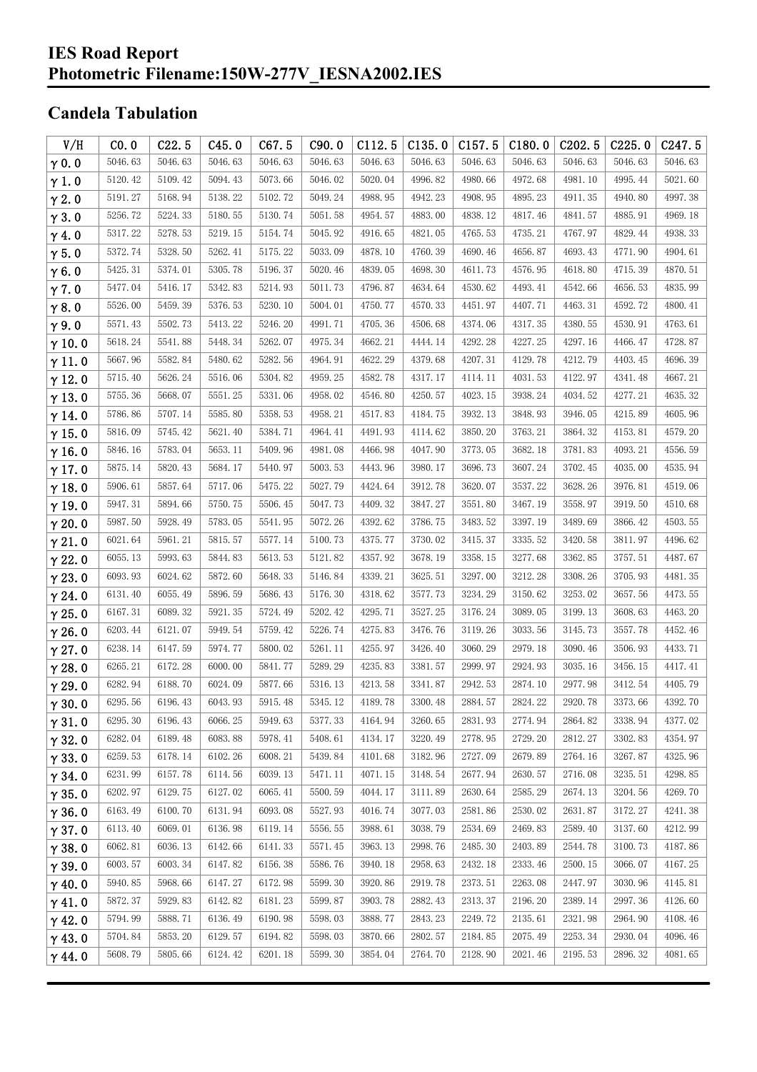# IES Road Report
# Photometric Filename:150W-277V_IESNA2002.IES

## Candela Tabulation

| V/H | C0.0 | C22.5 | C45.0 | C67.5 | C90.0 | C112.5 | C135.0 | C157.5 | C180.0 | C202.5 | C225.0 | C247.5 |
|---|---|---|---|---|---|---|---|---|---|---|---|---|
| γ0.0 | 5046.63 | 5046.63 | 5046.63 | 5046.63 | 5046.63 | 5046.63 | 5046.63 | 5046.63 | 5046.63 | 5046.63 | 5046.63 | 5046.63 |
| γ1.0 | 5120.42 | 5109.42 | 5094.43 | 5073.66 | 5046.02 | 5020.04 | 4996.82 | 4980.66 | 4972.68 | 4981.10 | 4995.44 | 5021.60 |
| γ2.0 | 5191.27 | 5168.94 | 5138.22 | 5102.72 | 5049.24 | 4988.95 | 4942.23 | 4908.95 | 4895.23 | 4911.35 | 4940.80 | 4997.38 |
| γ3.0 | 5256.72 | 5224.33 | 5180.55 | 5130.74 | 5051.58 | 4954.57 | 4883.00 | 4838.12 | 4817.46 | 4841.57 | 4885.91 | 4969.18 |
| γ4.0 | 5317.22 | 5278.53 | 5219.15 | 5154.74 | 5045.92 | 4916.65 | 4821.05 | 4765.53 | 4735.21 | 4767.97 | 4829.44 | 4938.33 |
| γ5.0 | 5372.74 | 5328.50 | 5262.41 | 5175.22 | 5033.09 | 4878.10 | 4760.39 | 4690.46 | 4656.87 | 4693.43 | 4771.90 | 4904.61 |
| γ6.0 | 5425.31 | 5374.01 | 5305.78 | 5196.37 | 5020.46 | 4839.05 | 4698.30 | 4611.73 | 4576.95 | 4618.80 | 4715.39 | 4870.51 |
| γ7.0 | 5477.04 | 5416.17 | 5342.83 | 5214.93 | 5011.73 | 4796.87 | 4634.64 | 4530.62 | 4493.41 | 4542.66 | 4656.53 | 4835.99 |
| γ8.0 | 5526.00 | 5459.39 | 5376.53 | 5230.10 | 5004.01 | 4750.77 | 4570.33 | 4451.97 | 4407.71 | 4463.31 | 4592.72 | 4800.41 |
| γ9.0 | 5571.43 | 5502.73 | 5413.22 | 5246.20 | 4991.71 | 4705.36 | 4506.68 | 4374.06 | 4317.35 | 4380.55 | 4530.91 | 4763.61 |
| γ10.0 | 5618.24 | 5541.88 | 5448.34 | 5262.07 | 4975.34 | 4662.21 | 4444.14 | 4292.28 | 4227.25 | 4297.16 | 4466.47 | 4728.87 |
| γ11.0 | 5667.96 | 5582.84 | 5480.62 | 5282.56 | 4964.91 | 4622.29 | 4379.68 | 4207.31 | 4129.78 | 4212.79 | 4403.45 | 4696.39 |
| γ12.0 | 5715.40 | 5626.24 | 5516.06 | 5304.82 | 4959.25 | 4582.78 | 4317.17 | 4114.11 | 4031.53 | 4122.97 | 4341.48 | 4667.21 |
| γ13.0 | 5755.36 | 5668.07 | 5551.25 | 5331.06 | 4958.02 | 4546.80 | 4250.57 | 4023.15 | 3938.24 | 4034.52 | 4277.21 | 4635.32 |
| γ14.0 | 5786.86 | 5707.14 | 5585.80 | 5358.53 | 4958.21 | 4517.83 | 4184.75 | 3932.13 | 3848.93 | 3946.05 | 4215.89 | 4605.96 |
| γ15.0 | 5816.09 | 5745.42 | 5621.40 | 5384.71 | 4964.41 | 4491.93 | 4114.62 | 3850.20 | 3763.21 | 3864.32 | 4153.81 | 4579.20 |
| γ16.0 | 5846.16 | 5783.04 | 5653.11 | 5409.96 | 4981.08 | 4466.98 | 4047.90 | 3773.05 | 3682.18 | 3781.83 | 4093.21 | 4556.59 |
| γ17.0 | 5875.14 | 5820.43 | 5684.17 | 5440.97 | 5003.53 | 4443.96 | 3980.17 | 3696.73 | 3607.24 | 3702.45 | 4035.00 | 4535.94 |
| γ18.0 | 5906.61 | 5857.64 | 5717.06 | 5475.22 | 5027.79 | 4424.64 | 3912.78 | 3620.07 | 3537.22 | 3628.26 | 3976.81 | 4519.06 |
| γ19.0 | 5947.31 | 5894.66 | 5750.75 | 5506.45 | 5047.73 | 4409.32 | 3847.27 | 3551.80 | 3467.19 | 3558.97 | 3919.50 | 4510.68 |
| γ20.0 | 5987.50 | 5928.49 | 5783.05 | 5541.95 | 5072.26 | 4392.62 | 3786.75 | 3483.52 | 3397.19 | 3489.69 | 3866.42 | 4503.55 |
| γ21.0 | 6021.64 | 5961.21 | 5815.57 | 5577.14 | 5100.73 | 4375.77 | 3730.02 | 3415.37 | 3335.52 | 3420.58 | 3811.97 | 4496.62 |
| γ22.0 | 6055.13 | 5993.63 | 5844.83 | 5613.53 | 5121.82 | 4357.92 | 3678.19 | 3358.15 | 3277.68 | 3362.85 | 3757.51 | 4487.67 |
| γ23.0 | 6093.93 | 6024.62 | 5872.60 | 5648.33 | 5146.84 | 4339.21 | 3625.51 | 3297.00 | 3212.28 | 3308.26 | 3705.93 | 4481.35 |
| γ24.0 | 6131.40 | 6055.49 | 5896.59 | 5686.43 | 5176.30 | 4318.62 | 3577.73 | 3234.29 | 3150.62 | 3253.02 | 3657.56 | 4473.55 |
| γ25.0 | 6167.31 | 6089.32 | 5921.35 | 5724.49 | 5202.42 | 4295.71 | 3527.25 | 3176.24 | 3089.05 | 3199.13 | 3608.63 | 4463.20 |
| γ26.0 | 6203.44 | 6121.07 | 5949.54 | 5759.42 | 5226.74 | 4275.83 | 3476.76 | 3119.26 | 3033.56 | 3145.73 | 3557.78 | 4452.46 |
| γ27.0 | 6238.14 | 6147.59 | 5974.77 | 5800.02 | 5261.11 | 4255.97 | 3426.40 | 3060.29 | 2979.18 | 3090.46 | 3506.93 | 4433.71 |
| γ28.0 | 6265.21 | 6172.28 | 6000.00 | 5841.77 | 5289.29 | 4235.83 | 3381.57 | 2999.97 | 2924.93 | 3035.16 | 3456.15 | 4417.41 |
| γ29.0 | 6282.94 | 6188.70 | 6024.09 | 5877.66 | 5316.13 | 4213.58 | 3341.87 | 2942.53 | 2874.10 | 2977.98 | 3412.54 | 4405.79 |
| γ30.0 | 6295.56 | 6196.43 | 6043.93 | 5915.48 | 5345.12 | 4189.78 | 3300.48 | 2884.57 | 2824.22 | 2920.78 | 3373.66 | 4392.70 |
| γ31.0 | 6295.30 | 6196.43 | 6066.25 | 5949.63 | 5377.33 | 4164.94 | 3260.65 | 2831.93 | 2774.94 | 2864.82 | 3338.94 | 4377.02 |
| γ32.0 | 6282.04 | 6189.48 | 6083.88 | 5978.41 | 5408.61 | 4134.17 | 3220.49 | 2778.95 | 2729.20 | 2812.27 | 3302.83 | 4354.97 |
| γ33.0 | 6259.53 | 6178.14 | 6102.26 | 6008.21 | 5439.84 | 4101.68 | 3182.96 | 2727.09 | 2679.89 | 2764.16 | 3267.87 | 4325.96 |
| γ34.0 | 6231.99 | 6157.78 | 6114.56 | 6039.13 | 5471.11 | 4071.15 | 3148.54 | 2677.94 | 2630.57 | 2716.08 | 3235.51 | 4298.85 |
| γ35.0 | 6202.97 | 6129.75 | 6127.02 | 6065.41 | 5500.59 | 4044.17 | 3111.89 | 2630.64 | 2585.29 | 2674.13 | 3204.56 | 4269.70 |
| γ36.0 | 6163.49 | 6100.70 | 6131.94 | 6093.08 | 5527.93 | 4016.74 | 3077.03 | 2581.86 | 2530.02 | 2631.87 | 3172.27 | 4241.38 |
| γ37.0 | 6113.40 | 6069.01 | 6136.98 | 6119.14 | 5556.55 | 3988.61 | 3038.79 | 2534.69 | 2469.83 | 2589.40 | 3137.60 | 4212.99 |
| γ38.0 | 6062.81 | 6036.13 | 6142.66 | 6141.33 | 5571.45 | 3963.13 | 2998.76 | 2485.30 | 2403.89 | 2544.78 | 3100.73 | 4187.86 |
| γ39.0 | 6003.57 | 6003.34 | 6147.82 | 6156.38 | 5586.76 | 3940.18 | 2958.63 | 2432.18 | 2333.46 | 2500.15 | 3066.07 | 4167.25 |
| γ40.0 | 5940.85 | 5968.66 | 6147.27 | 6172.98 | 5599.30 | 3920.86 | 2919.78 | 2373.51 | 2263.08 | 2447.97 | 3030.96 | 4145.81 |
| γ41.0 | 5872.37 | 5929.83 | 6142.82 | 6181.23 | 5599.87 | 3903.78 | 2882.43 | 2313.37 | 2196.20 | 2389.14 | 2997.36 | 4126.60 |
| γ42.0 | 5794.99 | 5888.71 | 6136.49 | 6190.98 | 5598.03 | 3888.77 | 2843.23 | 2249.72 | 2135.61 | 2321.98 | 2964.90 | 4108.46 |
| γ43.0 | 5704.84 | 5853.20 | 6129.57 | 6194.82 | 5598.03 | 3870.66 | 2802.57 | 2184.85 | 2075.49 | 2253.34 | 2930.04 | 4096.46 |
| γ44.0 | 5608.79 | 5805.66 | 6124.42 | 6201.18 | 5599.30 | 3854.04 | 2764.70 | 2128.90 | 2021.46 | 2195.53 | 2896.32 | 4081.65 |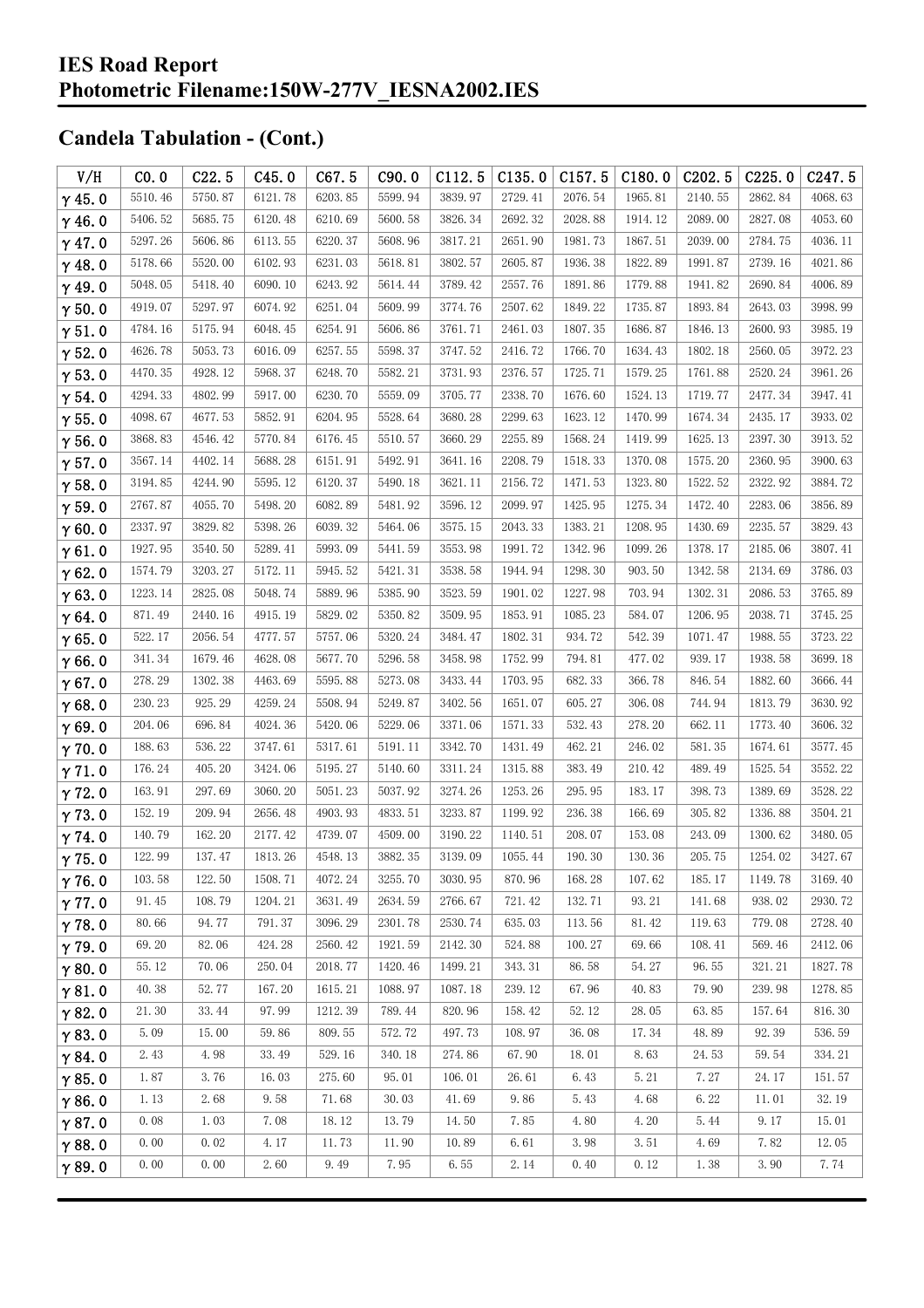# IES Road Report
# Photometric Filename:150W-277V_IESNA2002.IES

## Candela Tabulation - (Cont.)

| V/H | C0.0 | C22.5 | C45.0 | C67.5 | C90.0 | C112.5 | C135.0 | C157.5 | C180.0 | C202.5 | C225.0 | C247.5 |
|---|---|---|---|---|---|---|---|---|---|---|---|---|
| γ 45.0 | 5510.46 | 5750.87 | 6121.78 | 6203.85 | 5599.94 | 3839.97 | 2729.41 | 2076.54 | 1965.81 | 2140.55 | 2862.84 | 4068.63 |
| γ 46.0 | 5406.52 | 5685.75 | 6120.48 | 6210.69 | 5600.58 | 3826.34 | 2692.32 | 2028.88 | 1914.12 | 2089.00 | 2827.08 | 4053.60 |
| γ 47.0 | 5297.26 | 5606.86 | 6113.55 | 6220.37 | 5608.96 | 3817.21 | 2651.90 | 1981.73 | 1867.51 | 2039.00 | 2784.75 | 4036.11 |
| γ 48.0 | 5178.66 | 5520.00 | 6102.93 | 6231.03 | 5618.81 | 3802.57 | 2605.87 | 1936.38 | 1822.89 | 1991.87 | 2739.16 | 4021.86 |
| γ 49.0 | 5048.05 | 5418.40 | 6090.10 | 6243.92 | 5614.44 | 3789.42 | 2557.76 | 1891.86 | 1779.88 | 1941.82 | 2690.84 | 4006.89 |
| γ 50.0 | 4919.07 | 5297.97 | 6074.92 | 6251.04 | 5609.99 | 3774.76 | 2507.62 | 1849.22 | 1735.87 | 1893.84 | 2643.03 | 3998.99 |
| γ 51.0 | 4784.16 | 5175.94 | 6048.45 | 6254.91 | 5606.86 | 3761.71 | 2461.03 | 1807.35 | 1686.87 | 1846.13 | 2600.93 | 3985.19 |
| γ 52.0 | 4626.78 | 5053.73 | 6016.09 | 6257.55 | 5598.37 | 3747.52 | 2416.72 | 1766.70 | 1634.43 | 1802.18 | 2560.05 | 3972.23 |
| γ 53.0 | 4470.35 | 4928.12 | 5968.37 | 6248.70 | 5582.21 | 3731.93 | 2376.57 | 1725.71 | 1579.25 | 1761.88 | 2520.24 | 3961.26 |
| γ 54.0 | 4294.33 | 4802.99 | 5917.00 | 6230.70 | 5559.09 | 3705.77 | 2338.70 | 1676.60 | 1524.13 | 1719.77 | 2477.34 | 3947.41 |
| γ 55.0 | 4098.67 | 4677.53 | 5852.91 | 6204.95 | 5528.64 | 3680.28 | 2299.63 | 1623.12 | 1470.99 | 1674.34 | 2435.17 | 3933.02 |
| γ 56.0 | 3868.83 | 4546.42 | 5770.84 | 6176.45 | 5510.57 | 3660.29 | 2255.89 | 1568.24 | 1419.99 | 1625.13 | 2397.30 | 3913.52 |
| γ 57.0 | 3567.14 | 4402.14 | 5688.28 | 6151.91 | 5492.91 | 3641.16 | 2208.79 | 1518.33 | 1370.08 | 1575.20 | 2360.95 | 3900.63 |
| γ 58.0 | 3194.85 | 4244.90 | 5595.12 | 6120.37 | 5490.18 | 3621.11 | 2156.72 | 1471.53 | 1323.80 | 1522.52 | 2322.92 | 3884.72 |
| γ 59.0 | 2767.87 | 4055.70 | 5498.20 | 6082.89 | 5481.92 | 3596.12 | 2099.97 | 1425.95 | 1275.34 | 1472.40 | 2283.06 | 3856.89 |
| γ 60.0 | 2337.97 | 3829.82 | 5398.26 | 6039.32 | 5464.06 | 3575.15 | 2043.33 | 1383.21 | 1208.95 | 1430.69 | 2235.57 | 3829.43 |
| γ 61.0 | 1927.95 | 3540.50 | 5289.41 | 5993.09 | 5441.59 | 3553.98 | 1991.72 | 1342.96 | 1099.26 | 1378.17 | 2185.06 | 3807.41 |
| γ 62.0 | 1574.79 | 3203.27 | 5172.11 | 5945.52 | 5421.31 | 3538.58 | 1944.94 | 1298.30 | 903.50 | 1342.58 | 2134.69 | 3786.03 |
| γ 63.0 | 1223.14 | 2825.08 | 5048.74 | 5889.96 | 5385.90 | 3523.59 | 1901.02 | 1227.98 | 703.94 | 1302.31 | 2086.53 | 3765.89 |
| γ 64.0 | 871.49 | 2440.16 | 4915.19 | 5829.02 | 5350.82 | 3509.95 | 1853.91 | 1085.23 | 584.07 | 1206.95 | 2038.71 | 3745.25 |
| γ 65.0 | 522.17 | 2056.54 | 4777.57 | 5757.06 | 5320.24 | 3484.47 | 1802.31 | 934.72 | 542.39 | 1071.47 | 1988.55 | 3723.22 |
| γ 66.0 | 341.34 | 1679.46 | 4628.08 | 5677.70 | 5296.58 | 3458.98 | 1752.99 | 794.81 | 477.02 | 939.17 | 1938.58 | 3699.18 |
| γ 67.0 | 278.29 | 1302.38 | 4463.69 | 5595.88 | 5273.08 | 3433.44 | 1703.95 | 682.33 | 366.78 | 846.54 | 1882.60 | 3666.44 |
| γ 68.0 | 230.23 | 925.29 | 4259.24 | 5508.94 | 5249.87 | 3402.56 | 1651.07 | 605.27 | 306.08 | 744.94 | 1813.79 | 3630.92 |
| γ 69.0 | 204.06 | 696.84 | 4024.36 | 5420.06 | 5229.06 | 3371.06 | 1571.33 | 532.43 | 278.20 | 662.11 | 1773.40 | 3606.32 |
| γ 70.0 | 188.63 | 536.22 | 3747.61 | 5317.61 | 5191.11 | 3342.70 | 1431.49 | 462.21 | 246.02 | 581.35 | 1674.61 | 3577.45 |
| γ 71.0 | 176.24 | 405.20 | 3424.06 | 5195.27 | 5140.60 | 3311.24 | 1315.88 | 383.49 | 210.42 | 489.49 | 1525.54 | 3552.22 |
| γ 72.0 | 163.91 | 297.69 | 3060.20 | 5051.23 | 5037.92 | 3274.26 | 1253.26 | 295.95 | 183.17 | 398.73 | 1389.69 | 3528.22 |
| γ 73.0 | 152.19 | 209.94 | 2656.48 | 4903.93 | 4833.51 | 3233.87 | 1199.92 | 236.38 | 166.69 | 305.82 | 1336.88 | 3504.21 |
| γ 74.0 | 140.79 | 162.20 | 2177.42 | 4739.07 | 4509.00 | 3190.22 | 1140.51 | 208.07 | 153.08 | 243.09 | 1300.62 | 3480.05 |
| γ 75.0 | 122.99 | 137.47 | 1813.26 | 4548.13 | 3882.35 | 3139.09 | 1055.44 | 190.30 | 130.36 | 205.75 | 1254.02 | 3427.67 |
| γ 76.0 | 103.58 | 122.50 | 1508.71 | 4072.24 | 3255.70 | 3030.95 | 870.96 | 168.28 | 107.62 | 185.17 | 1149.78 | 3169.40 |
| γ 77.0 | 91.45 | 108.79 | 1204.21 | 3631.49 | 2634.59 | 2766.67 | 721.42 | 132.71 | 93.21 | 141.68 | 938.02 | 2930.72 |
| γ 78.0 | 80.66 | 94.77 | 791.37 | 3096.29 | 2301.78 | 2530.74 | 635.03 | 113.56 | 81.42 | 119.63 | 779.08 | 2728.40 |
| γ 79.0 | 69.20 | 82.06 | 424.28 | 2560.42 | 1921.59 | 2142.30 | 524.88 | 100.27 | 69.66 | 108.41 | 569.46 | 2412.06 |
| γ 80.0 | 55.12 | 70.06 | 250.04 | 2018.77 | 1420.46 | 1499.21 | 343.31 | 86.58 | 54.27 | 96.55 | 321.21 | 1827.78 |
| γ 81.0 | 40.38 | 52.77 | 167.20 | 1615.21 | 1088.97 | 1087.18 | 239.12 | 67.96 | 40.83 | 79.90 | 239.98 | 1278.85 |
| γ 82.0 | 21.30 | 33.44 | 97.99 | 1212.39 | 789.44 | 820.96 | 158.42 | 52.12 | 28.05 | 63.85 | 157.64 | 816.30 |
| γ 83.0 | 5.09 | 15.00 | 59.86 | 809.55 | 572.72 | 497.73 | 108.97 | 36.08 | 17.34 | 48.89 | 92.39 | 536.59 |
| γ 84.0 | 2.43 | 4.98 | 33.49 | 529.16 | 340.18 | 274.86 | 67.90 | 18.01 | 8.63 | 24.53 | 59.54 | 334.21 |
| γ 85.0 | 1.87 | 3.76 | 16.03 | 275.60 | 95.01 | 106.01 | 26.61 | 6.43 | 5.21 | 7.27 | 24.17 | 151.57 |
| γ 86.0 | 1.13 | 2.68 | 9.58 | 71.68 | 30.03 | 41.69 | 9.86 | 5.43 | 4.68 | 6.22 | 11.01 | 32.19 |
| γ 87.0 | 0.08 | 1.03 | 7.08 | 18.12 | 13.79 | 14.50 | 7.85 | 4.80 | 4.20 | 5.44 | 9.17 | 15.01 |
| γ 88.0 | 0.00 | 0.02 | 4.17 | 11.73 | 11.90 | 10.89 | 6.61 | 3.98 | 3.51 | 4.69 | 7.82 | 12.05 |
| γ 89.0 | 0.00 | 0.00 | 2.60 | 9.49 | 7.95 | 6.55 | 2.14 | 0.40 | 0.12 | 1.38 | 3.90 | 7.74 |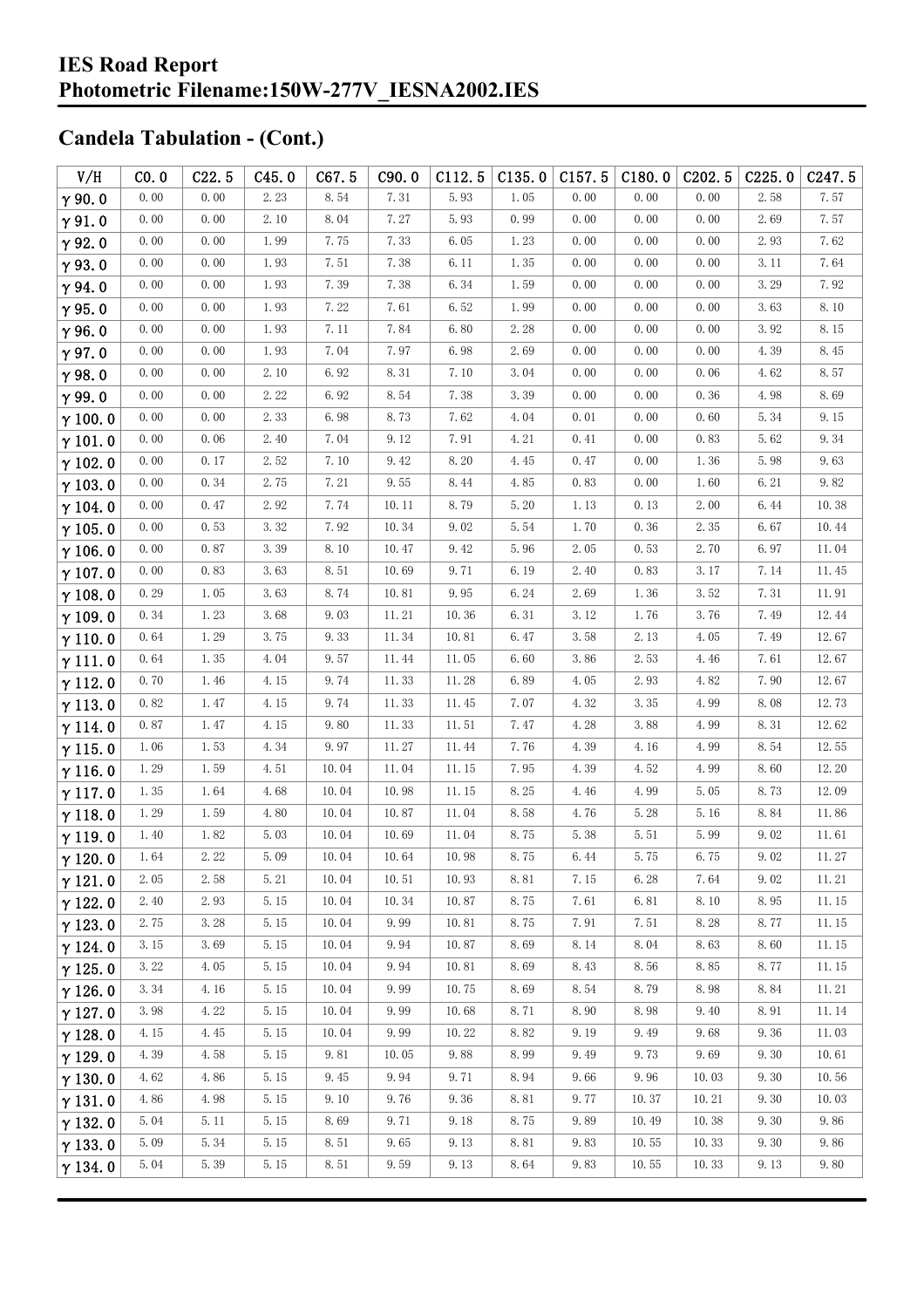## Candela Tabulation - (Cont.)

| V/H | C0.0 | C22.5 | C45.0 | C67.5 | C90.0 | C112.5 | C135.0 | C157.5 | C180.0 | C202.5 | C225.0 | C247.5 |
|---|---|---|---|---|---|---|---|---|---|---|---|---|
| γ90.0 | 0.00 | 0.00 | 2.23 | 8.54 | 7.31 | 5.93 | 1.05 | 0.00 | 0.00 | 0.00 | 2.58 | 7.57 |
| γ91.0 | 0.00 | 0.00 | 2.10 | 8.04 | 7.27 | 5.93 | 0.99 | 0.00 | 0.00 | 0.00 | 2.69 | 7.57 |
| γ92.0 | 0.00 | 0.00 | 1.99 | 7.75 | 7.33 | 6.05 | 1.23 | 0.00 | 0.00 | 0.00 | 2.93 | 7.62 |
| γ93.0 | 0.00 | 0.00 | 1.93 | 7.51 | 7.38 | 6.11 | 1.35 | 0.00 | 0.00 | 0.00 | 3.11 | 7.64 |
| γ94.0 | 0.00 | 0.00 | 1.93 | 7.39 | 7.38 | 6.34 | 1.59 | 0.00 | 0.00 | 0.00 | 3.29 | 7.92 |
| γ95.0 | 0.00 | 0.00 | 1.93 | 7.22 | 7.61 | 6.52 | 1.99 | 0.00 | 0.00 | 0.00 | 3.63 | 8.10 |
| γ96.0 | 0.00 | 0.00 | 1.93 | 7.11 | 7.84 | 6.80 | 2.28 | 0.00 | 0.00 | 0.00 | 3.92 | 8.15 |
| γ97.0 | 0.00 | 0.00 | 1.93 | 7.04 | 7.97 | 6.98 | 2.69 | 0.00 | 0.00 | 0.00 | 4.39 | 8.45 |
| γ98.0 | 0.00 | 0.00 | 2.10 | 6.92 | 8.31 | 7.10 | 3.04 | 0.00 | 0.00 | 0.06 | 4.62 | 8.57 |
| γ99.0 | 0.00 | 0.00 | 2.22 | 6.92 | 8.54 | 7.38 | 3.39 | 0.00 | 0.00 | 0.36 | 4.98 | 8.69 |
| γ100.0 | 0.00 | 0.00 | 2.33 | 6.98 | 8.73 | 7.62 | 4.04 | 0.01 | 0.00 | 0.60 | 5.34 | 9.15 |
| γ101.0 | 0.00 | 0.06 | 2.40 | 7.04 | 9.12 | 7.91 | 4.21 | 0.41 | 0.00 | 0.83 | 5.62 | 9.34 |
| γ102.0 | 0.00 | 0.17 | 2.52 | 7.10 | 9.42 | 8.20 | 4.45 | 0.47 | 0.00 | 1.36 | 5.98 | 9.63 |
| γ103.0 | 0.00 | 0.34 | 2.75 | 7.21 | 9.55 | 8.44 | 4.85 | 0.83 | 0.00 | 1.60 | 6.21 | 9.82 |
| γ104.0 | 0.00 | 0.47 | 2.92 | 7.74 | 10.11 | 8.79 | 5.20 | 1.13 | 0.13 | 2.00 | 6.44 | 10.38 |
| γ105.0 | 0.00 | 0.53 | 3.32 | 7.92 | 10.34 | 9.02 | 5.54 | 1.70 | 0.36 | 2.35 | 6.67 | 10.44 |
| γ106.0 | 0.00 | 0.87 | 3.39 | 8.10 | 10.47 | 9.42 | 5.96 | 2.05 | 0.53 | 2.70 | 6.97 | 11.04 |
| γ107.0 | 0.00 | 0.83 | 3.63 | 8.51 | 10.69 | 9.71 | 6.19 | 2.40 | 0.83 | 3.17 | 7.14 | 11.45 |
| γ108.0 | 0.29 | 1.05 | 3.63 | 8.74 | 10.81 | 9.95 | 6.24 | 2.69 | 1.36 | 3.52 | 7.31 | 11.91 |
| γ109.0 | 0.34 | 1.23 | 3.68 | 9.03 | 11.21 | 10.36 | 6.31 | 3.12 | 1.76 | 3.76 | 7.49 | 12.44 |
| γ110.0 | 0.64 | 1.29 | 3.75 | 9.33 | 11.34 | 10.81 | 6.47 | 3.58 | 2.13 | 4.05 | 7.49 | 12.67 |
| γ111.0 | 0.64 | 1.35 | 4.04 | 9.57 | 11.44 | 11.05 | 6.60 | 3.86 | 2.53 | 4.46 | 7.61 | 12.67 |
| γ112.0 | 0.70 | 1.46 | 4.15 | 9.74 | 11.33 | 11.28 | 6.89 | 4.05 | 2.93 | 4.82 | 7.90 | 12.67 |
| γ113.0 | 0.82 | 1.47 | 4.15 | 9.74 | 11.33 | 11.45 | 7.07 | 4.32 | 3.35 | 4.99 | 8.08 | 12.73 |
| γ114.0 | 0.87 | 1.47 | 4.15 | 9.80 | 11.33 | 11.51 | 7.47 | 4.28 | 3.88 | 4.99 | 8.31 | 12.62 |
| γ115.0 | 1.06 | 1.53 | 4.34 | 9.97 | 11.27 | 11.44 | 7.76 | 4.39 | 4.16 | 4.99 | 8.54 | 12.55 |
| γ116.0 | 1.29 | 1.59 | 4.51 | 10.04 | 11.04 | 11.15 | 7.95 | 4.39 | 4.52 | 4.99 | 8.60 | 12.20 |
| γ117.0 | 1.35 | 1.64 | 4.68 | 10.04 | 10.98 | 11.15 | 8.25 | 4.46 | 4.99 | 5.05 | 8.73 | 12.09 |
| γ118.0 | 1.29 | 1.59 | 4.80 | 10.04 | 10.87 | 11.04 | 8.58 | 4.76 | 5.28 | 5.16 | 8.84 | 11.86 |
| γ119.0 | 1.40 | 1.82 | 5.03 | 10.04 | 10.69 | 11.04 | 8.75 | 5.38 | 5.51 | 5.99 | 9.02 | 11.61 |
| γ120.0 | 1.64 | 2.22 | 5.09 | 10.04 | 10.64 | 10.98 | 8.75 | 6.44 | 5.75 | 6.75 | 9.02 | 11.27 |
| γ121.0 | 2.05 | 2.58 | 5.21 | 10.04 | 10.51 | 10.93 | 8.81 | 7.15 | 6.28 | 7.64 | 9.02 | 11.21 |
| γ122.0 | 2.40 | 2.93 | 5.15 | 10.04 | 10.34 | 10.87 | 8.75 | 7.61 | 6.81 | 8.10 | 8.95 | 11.15 |
| γ123.0 | 2.75 | 3.28 | 5.15 | 10.04 | 9.99 | 10.81 | 8.75 | 7.91 | 7.51 | 8.28 | 8.77 | 11.15 |
| γ124.0 | 3.15 | 3.69 | 5.15 | 10.04 | 9.94 | 10.87 | 8.69 | 8.14 | 8.04 | 8.63 | 8.60 | 11.15 |
| γ125.0 | 3.22 | 4.05 | 5.15 | 10.04 | 9.94 | 10.81 | 8.69 | 8.43 | 8.56 | 8.85 | 8.77 | 11.15 |
| γ126.0 | 3.34 | 4.16 | 5.15 | 10.04 | 9.99 | 10.75 | 8.69 | 8.54 | 8.79 | 8.98 | 8.84 | 11.21 |
| γ127.0 | 3.98 | 4.22 | 5.15 | 10.04 | 9.99 | 10.68 | 8.71 | 8.90 | 8.98 | 9.40 | 8.91 | 11.14 |
| γ128.0 | 4.15 | 4.45 | 5.15 | 10.04 | 9.99 | 10.22 | 8.82 | 9.19 | 9.49 | 9.68 | 9.36 | 11.03 |
| γ129.0 | 4.39 | 4.58 | 5.15 | 9.81 | 10.05 | 9.88 | 8.99 | 9.49 | 9.73 | 9.69 | 9.30 | 10.61 |
| γ130.0 | 4.62 | 4.86 | 5.15 | 9.45 | 9.94 | 9.71 | 8.94 | 9.66 | 9.96 | 10.03 | 9.30 | 10.56 |
| γ131.0 | 4.86 | 4.98 | 5.15 | 9.10 | 9.76 | 9.36 | 8.81 | 9.77 | 10.37 | 10.21 | 9.30 | 10.03 |
| γ132.0 | 5.04 | 5.11 | 5.15 | 8.69 | 9.71 | 9.18 | 8.75 | 9.89 | 10.49 | 10.38 | 9.30 | 9.86 |
| γ133.0 | 5.09 | 5.34 | 5.15 | 8.51 | 9.65 | 9.13 | 8.81 | 9.83 | 10.55 | 10.33 | 9.30 | 9.86 |
| γ134.0 | 5.04 | 5.39 | 5.15 | 8.51 | 9.59 | 9.13 | 8.64 | 9.83 | 10.55 | 10.33 | 9.13 | 9.80 |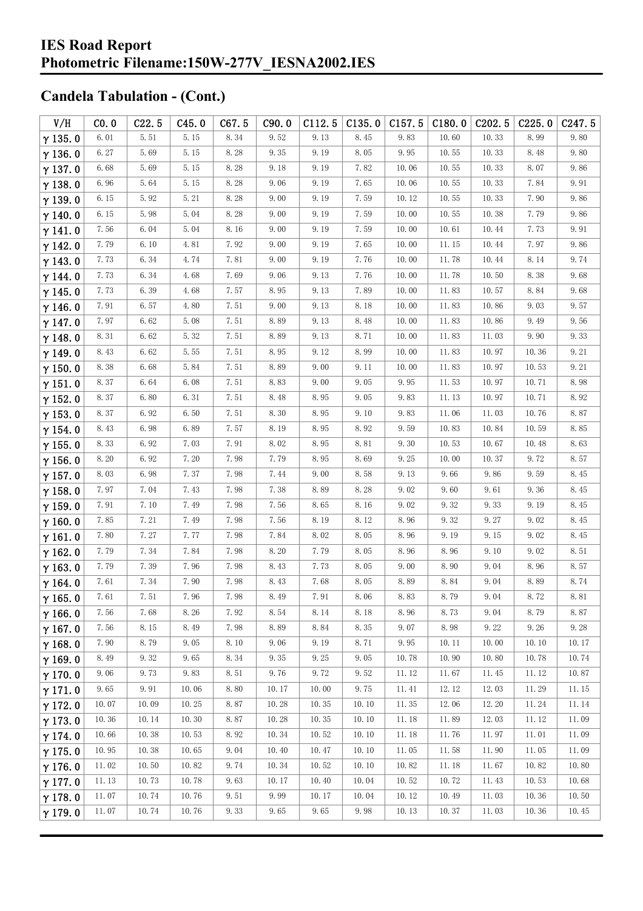## Candela Tabulation - (Cont.)

| V/H | C0.0 | C22.5 | C45.0 | C67.5 | C90.0 | C112.5 | C135.0 | C157.5 | C180.0 | C202.5 | C225.0 | C247.5 |
|---|---|---|---|---|---|---|---|---|---|---|---|---|
| γ 135.0 | 6.01 | 5.51 | 5.15 | 8.34 | 9.52 | 9.13 | 8.45 | 9.83 | 10.60 | 10.33 | 8.99 | 9.80 |
| γ 136.0 | 6.27 | 5.69 | 5.15 | 8.28 | 9.35 | 9.19 | 8.05 | 9.95 | 10.55 | 10.33 | 8.48 | 9.80 |
| γ 137.0 | 6.68 | 5.69 | 5.15 | 8.28 | 9.18 | 9.19 | 7.82 | 10.06 | 10.55 | 10.33 | 8.07 | 9.86 |
| γ 138.0 | 6.96 | 5.64 | 5.15 | 8.28 | 9.06 | 9.19 | 7.65 | 10.06 | 10.55 | 10.33 | 7.84 | 9.91 |
| γ 139.0 | 6.15 | 5.92 | 5.21 | 8.28 | 9.00 | 9.19 | 7.59 | 10.12 | 10.55 | 10.33 | 7.90 | 9.86 |
| γ 140.0 | 6.15 | 5.98 | 5.04 | 8.28 | 9.00 | 9.19 | 7.59 | 10.00 | 10.55 | 10.38 | 7.79 | 9.86 |
| γ 141.0 | 7.56 | 6.04 | 5.04 | 8.16 | 9.00 | 9.19 | 7.59 | 10.00 | 10.61 | 10.44 | 7.73 | 9.91 |
| γ 142.0 | 7.79 | 6.10 | 4.81 | 7.92 | 9.00 | 9.19 | 7.65 | 10.00 | 11.15 | 10.44 | 7.97 | 9.86 |
| γ 143.0 | 7.73 | 6.34 | 4.74 | 7.81 | 9.00 | 9.19 | 7.76 | 10.00 | 11.78 | 10.44 | 8.14 | 9.74 |
| γ 144.0 | 7.73 | 6.34 | 4.68 | 7.69 | 9.06 | 9.13 | 7.76 | 10.00 | 11.78 | 10.50 | 8.38 | 9.68 |
| γ 145.0 | 7.73 | 6.39 | 4.68 | 7.57 | 8.95 | 9.13 | 7.89 | 10.00 | 11.83 | 10.57 | 8.84 | 9.68 |
| γ 146.0 | 7.91 | 6.57 | 4.80 | 7.51 | 9.00 | 9.13 | 8.18 | 10.00 | 11.83 | 10.86 | 9.03 | 9.57 |
| γ 147.0 | 7.97 | 6.62 | 5.08 | 7.51 | 8.89 | 9.13 | 8.48 | 10.00 | 11.83 | 10.86 | 9.49 | 9.56 |
| γ 148.0 | 8.31 | 6.62 | 5.32 | 7.51 | 8.89 | 9.13 | 8.71 | 10.00 | 11.83 | 11.03 | 9.90 | 9.33 |
| γ 149.0 | 8.43 | 6.62 | 5.55 | 7.51 | 8.95 | 9.12 | 8.99 | 10.00 | 11.83 | 10.97 | 10.36 | 9.21 |
| γ 150.0 | 8.38 | 6.68 | 5.84 | 7.51 | 8.89 | 9.00 | 9.11 | 10.00 | 11.83 | 10.97 | 10.53 | 9.21 |
| γ 151.0 | 8.37 | 6.64 | 6.08 | 7.51 | 8.83 | 9.00 | 9.05 | 9.95 | 11.53 | 10.97 | 10.71 | 8.98 |
| γ 152.0 | 8.37 | 6.80 | 6.31 | 7.51 | 8.48 | 8.95 | 9.05 | 9.83 | 11.13 | 10.97 | 10.71 | 8.92 |
| γ 153.0 | 8.37 | 6.92 | 6.50 | 7.51 | 8.30 | 8.95 | 9.10 | 9.83 | 11.06 | 11.03 | 10.76 | 8.87 |
| γ 154.0 | 8.43 | 6.98 | 6.89 | 7.57 | 8.19 | 8.95 | 8.92 | 9.59 | 10.83 | 10.84 | 10.59 | 8.85 |
| γ 155.0 | 8.33 | 6.92 | 7.03 | 7.91 | 8.02 | 8.95 | 8.81 | 9.30 | 10.53 | 10.67 | 10.48 | 8.63 |
| γ 156.0 | 8.20 | 6.92 | 7.20 | 7.98 | 7.79 | 8.95 | 8.69 | 9.25 | 10.00 | 10.37 | 9.72 | 8.57 |
| γ 157.0 | 8.03 | 6.98 | 7.37 | 7.98 | 7.44 | 9.00 | 8.58 | 9.13 | 9.66 | 9.86 | 9.59 | 8.45 |
| γ 158.0 | 7.97 | 7.04 | 7.43 | 7.98 | 7.38 | 8.89 | 8.28 | 9.02 | 9.60 | 9.61 | 9.36 | 8.45 |
| γ 159.0 | 7.91 | 7.10 | 7.49 | 7.98 | 7.56 | 8.65 | 8.16 | 9.02 | 9.32 | 9.33 | 9.19 | 8.45 |
| γ 160.0 | 7.85 | 7.21 | 7.49 | 7.98 | 7.56 | 8.19 | 8.12 | 8.96 | 9.32 | 9.27 | 9.02 | 8.45 |
| γ 161.0 | 7.80 | 7.27 | 7.77 | 7.98 | 7.84 | 8.02 | 8.05 | 8.96 | 9.19 | 9.15 | 9.02 | 8.45 |
| γ 162.0 | 7.79 | 7.34 | 7.84 | 7.98 | 8.20 | 7.79 | 8.05 | 8.96 | 8.96 | 9.10 | 9.02 | 8.51 |
| γ 163.0 | 7.79 | 7.39 | 7.96 | 7.98 | 8.43 | 7.73 | 8.05 | 9.00 | 8.90 | 9.04 | 8.96 | 8.57 |
| γ 164.0 | 7.61 | 7.34 | 7.90 | 7.98 | 8.43 | 7.68 | 8.05 | 8.89 | 8.84 | 9.04 | 8.89 | 8.74 |
| γ 165.0 | 7.61 | 7.51 | 7.96 | 7.98 | 8.49 | 7.91 | 8.06 | 8.83 | 8.79 | 9.04 | 8.72 | 8.81 |
| γ 166.0 | 7.56 | 7.68 | 8.26 | 7.92 | 8.54 | 8.14 | 8.18 | 8.96 | 8.73 | 9.04 | 8.79 | 8.87 |
| γ 167.0 | 7.56 | 8.15 | 8.49 | 7.98 | 8.89 | 8.84 | 8.35 | 9.07 | 8.98 | 9.22 | 9.26 | 9.28 |
| γ 168.0 | 7.90 | 8.79 | 9.05 | 8.10 | 9.06 | 9.19 | 8.71 | 9.95 | 10.11 | 10.00 | 10.10 | 10.17 |
| γ 169.0 | 8.49 | 9.32 | 9.65 | 8.34 | 9.35 | 9.25 | 9.05 | 10.78 | 10.90 | 10.80 | 10.78 | 10.74 |
| γ 170.0 | 9.06 | 9.73 | 9.83 | 8.51 | 9.76 | 9.72 | 9.52 | 11.12 | 11.67 | 11.45 | 11.12 | 10.87 |
| γ 171.0 | 9.65 | 9.91 | 10.06 | 8.80 | 10.17 | 10.00 | 9.75 | 11.41 | 12.12 | 12.03 | 11.29 | 11.15 |
| γ 172.0 | 10.07 | 10.09 | 10.25 | 8.87 | 10.28 | 10.35 | 10.10 | 11.35 | 12.06 | 12.20 | 11.24 | 11.14 |
| γ 173.0 | 10.36 | 10.14 | 10.30 | 8.87 | 10.28 | 10.35 | 10.10 | 11.18 | 11.89 | 12.03 | 11.12 | 11.09 |
| γ 174.0 | 10.66 | 10.38 | 10.53 | 8.92 | 10.34 | 10.52 | 10.10 | 11.18 | 11.76 | 11.97 | 11.01 | 11.09 |
| γ 175.0 | 10.95 | 10.38 | 10.65 | 9.04 | 10.40 | 10.47 | 10.10 | 11.05 | 11.58 | 11.90 | 11.05 | 11.09 |
| γ 176.0 | 11.02 | 10.50 | 10.82 | 9.74 | 10.34 | 10.52 | 10.10 | 10.82 | 11.18 | 11.67 | 10.82 | 10.80 |
| γ 177.0 | 11.13 | 10.73 | 10.78 | 9.63 | 10.17 | 10.40 | 10.04 | 10.52 | 10.72 | 11.43 | 10.53 | 10.68 |
| γ 178.0 | 11.07 | 10.74 | 10.76 | 9.51 | 9.99 | 10.17 | 10.04 | 10.12 | 10.49 | 11.03 | 10.36 | 10.50 |
| γ 179.0 | 11.07 | 10.74 | 10.76 | 9.33 | 9.65 | 9.65 | 9.98 | 10.13 | 10.37 | 11.03 | 10.36 | 10.45 |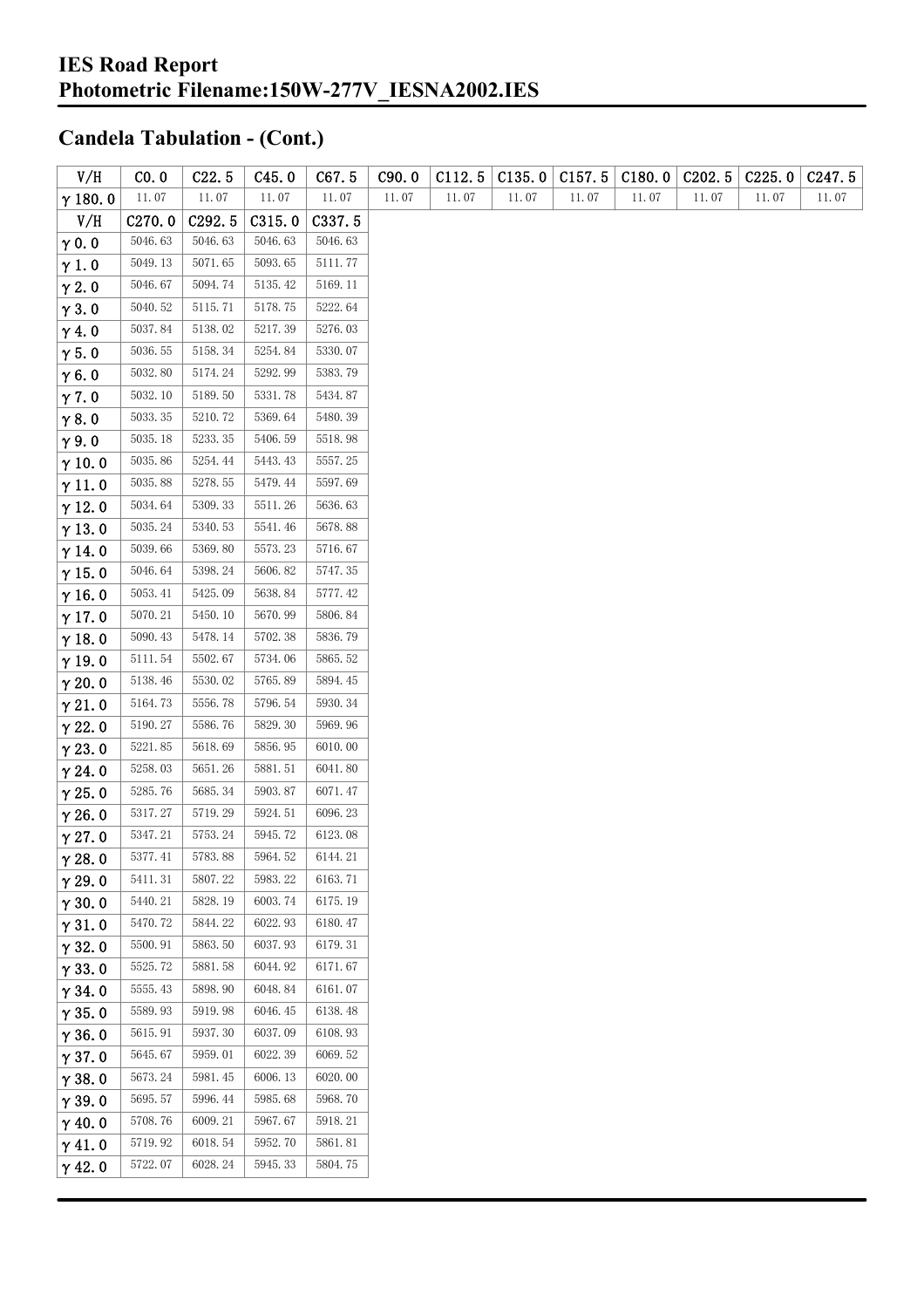# IES Road Report

**Photometric Filename:150W-277V_IESNA2002.IES**

## Candela Tabulation - (Cont.)

| V/H | C0.0 | C22.5 | C45.0 | C67.5 | C90.0 | C112.5 | C135.0 | C157.5 | C180.0 | C202.5 | C225.0 | C247.5 |
|---|---|---|---|---|---|---|---|---|---|---|---|---|
| γ 180.0 | 11.07 | 11.07 | 11.07 | 11.07 | 11.07 | 11.07 | 11.07 | 11.07 | 11.07 | 11.07 | 11.07 | 11.07 |

| V/H | C270.0 | C292.5 | C315.0 | C337.5 |
|---|---|---|---|---|
| γ 0.0 | 5046.63 | 5046.63 | 5046.63 | 5046.63 |
| γ 1.0 | 5049.13 | 5071.65 | 5093.65 | 5111.77 |
| γ 2.0 | 5046.67 | 5094.74 | 5135.42 | 5169.11 |
| γ 3.0 | 5040.52 | 5115.71 | 5178.75 | 5222.64 |
| γ 4.0 | 5037.84 | 5138.02 | 5217.39 | 5276.03 |
| γ 5.0 | 5036.55 | 5158.34 | 5254.84 | 5330.07 |
| γ 6.0 | 5032.80 | 5174.24 | 5292.99 | 5383.79 |
| γ 7.0 | 5032.10 | 5189.50 | 5331.78 | 5434.87 |
| γ 8.0 | 5033.35 | 5210.72 | 5369.64 | 5480.39 |
| γ 9.0 | 5035.18 | 5233.35 | 5406.59 | 5518.98 |
| γ 10.0 | 5035.86 | 5254.44 | 5443.43 | 5557.25 |
| γ 11.0 | 5035.88 | 5278.55 | 5479.44 | 5597.69 |
| γ 12.0 | 5034.64 | 5309.33 | 5511.26 | 5636.63 |
| γ 13.0 | 5035.24 | 5340.53 | 5541.46 | 5678.88 |
| γ 14.0 | 5039.66 | 5369.80 | 5573.23 | 5716.67 |
| γ 15.0 | 5046.64 | 5398.24 | 5606.82 | 5747.35 |
| γ 16.0 | 5053.41 | 5425.09 | 5638.84 | 5777.42 |
| γ 17.0 | 5070.21 | 5450.10 | 5670.99 | 5806.84 |
| γ 18.0 | 5090.43 | 5478.14 | 5702.38 | 5836.79 |
| γ 19.0 | 5111.54 | 5502.67 | 5734.06 | 5865.52 |
| γ 20.0 | 5138.46 | 5530.02 | 5765.89 | 5894.45 |
| γ 21.0 | 5164.73 | 5556.78 | 5796.54 | 5930.34 |
| γ 22.0 | 5190.27 | 5586.76 | 5829.30 | 5969.96 |
| γ 23.0 | 5221.85 | 5618.69 | 5856.95 | 6010.00 |
| γ 24.0 | 5258.03 | 5651.26 | 5881.51 | 6041.80 |
| γ 25.0 | 5285.76 | 5685.34 | 5903.87 | 6071.47 |
| γ 26.0 | 5317.27 | 5719.29 | 5924.51 | 6096.23 |
| γ 27.0 | 5347.21 | 5753.24 | 5945.72 | 6123.08 |
| γ 28.0 | 5377.41 | 5783.88 | 5964.52 | 6144.21 |
| γ 29.0 | 5411.31 | 5807.22 | 5983.22 | 6163.71 |
| γ 30.0 | 5440.21 | 5828.19 | 6003.74 | 6175.19 |
| γ 31.0 | 5470.72 | 5844.22 | 6022.93 | 6180.47 |
| γ 32.0 | 5500.91 | 5863.50 | 6037.93 | 6179.31 |
| γ 33.0 | 5525.72 | 5881.58 | 6044.92 | 6171.67 |
| γ 34.0 | 5555.43 | 5898.90 | 6048.84 | 6161.07 |
| γ 35.0 | 5589.93 | 5919.98 | 6046.45 | 6138.48 |
| γ 36.0 | 5615.91 | 5937.30 | 6037.09 | 6108.93 |
| γ 37.0 | 5645.67 | 5959.01 | 6022.39 | 6069.52 |
| γ 38.0 | 5673.24 | 5981.45 | 6006.13 | 6020.00 |
| γ 39.0 | 5695.57 | 5996.44 | 5985.68 | 5968.70 |
| γ 40.0 | 5708.76 | 6009.21 | 5967.67 | 5918.21 |
| γ 41.0 | 5719.92 | 6018.54 | 5952.70 | 5861.81 |
| γ 42.0 | 5722.07 | 6028.24 | 5945.33 | 5804.75 |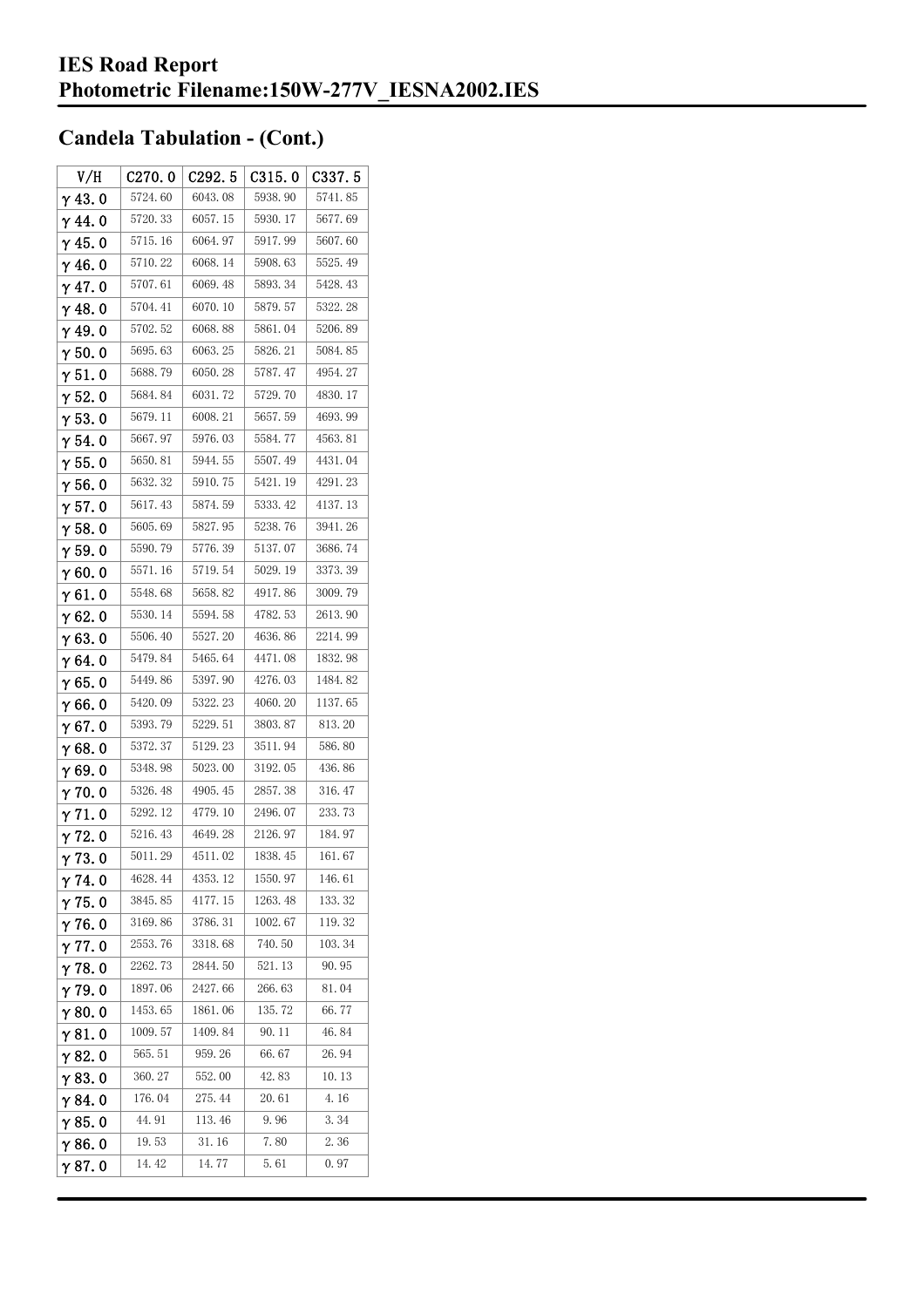## Candela Tabulation - (Cont.)

| V/H | C270.0 | C292.5 | C315.0 | C337.5 |
|---|---|---|---|---|
| γ 43.0 | 5724.60 | 6043.08 | 5938.90 | 5741.85 |
| γ 44.0 | 5720.33 | 6057.15 | 5930.17 | 5677.69 |
| γ 45.0 | 5715.16 | 6064.97 | 5917.99 | 5607.60 |
| γ 46.0 | 5710.22 | 6068.14 | 5908.63 | 5525.49 |
| γ 47.0 | 5707.61 | 6069.48 | 5893.34 | 5428.43 |
| γ 48.0 | 5704.41 | 6070.10 | 5879.57 | 5322.28 |
| γ 49.0 | 5702.52 | 6068.88 | 5861.04 | 5206.89 |
| γ 50.0 | 5695.63 | 6063.25 | 5826.21 | 5084.85 |
| γ 51.0 | 5688.79 | 6050.28 | 5787.47 | 4954.27 |
| γ 52.0 | 5684.84 | 6031.72 | 5729.70 | 4830.17 |
| γ 53.0 | 5679.11 | 6008.21 | 5657.59 | 4693.99 |
| γ 54.0 | 5667.97 | 5976.03 | 5584.77 | 4563.81 |
| γ 55.0 | 5650.81 | 5944.55 | 5507.49 | 4431.04 |
| γ 56.0 | 5632.32 | 5910.75 | 5421.19 | 4291.23 |
| γ 57.0 | 5617.43 | 5874.59 | 5333.42 | 4137.13 |
| γ 58.0 | 5605.69 | 5827.95 | 5238.76 | 3941.26 |
| γ 59.0 | 5590.79 | 5776.39 | 5137.07 | 3686.74 |
| γ 60.0 | 5571.16 | 5719.54 | 5029.19 | 3373.39 |
| γ 61.0 | 5548.68 | 5658.82 | 4917.86 | 3009.79 |
| γ 62.0 | 5530.14 | 5594.58 | 4782.53 | 2613.90 |
| γ 63.0 | 5506.40 | 5527.20 | 4636.86 | 2214.99 |
| γ 64.0 | 5479.84 | 5465.64 | 4471.08 | 1832.98 |
| γ 65.0 | 5449.86 | 5397.90 | 4276.03 | 1484.82 |
| γ 66.0 | 5420.09 | 5322.23 | 4060.20 | 1137.65 |
| γ 67.0 | 5393.79 | 5229.51 | 3803.87 | 813.20 |
| γ 68.0 | 5372.37 | 5129.23 | 3511.94 | 586.80 |
| γ 69.0 | 5348.98 | 5023.00 | 3192.05 | 436.86 |
| γ 70.0 | 5326.48 | 4905.45 | 2857.38 | 316.47 |
| γ 71.0 | 5292.12 | 4779.10 | 2496.07 | 233.73 |
| γ 72.0 | 5216.43 | 4649.28 | 2126.97 | 184.97 |
| γ 73.0 | 5011.29 | 4511.02 | 1838.45 | 161.67 |
| γ 74.0 | 4628.44 | 4353.12 | 1550.97 | 146.61 |
| γ 75.0 | 3845.85 | 4177.15 | 1263.48 | 133.32 |
| γ 76.0 | 3169.86 | 3786.31 | 1002.67 | 119.32 |
| γ 77.0 | 2553.76 | 3318.68 | 740.50 | 103.34 |
| γ 78.0 | 2262.73 | 2844.50 | 521.13 | 90.95 |
| γ 79.0 | 1897.06 | 2427.66 | 266.63 | 81.04 |
| γ 80.0 | 1453.65 | 1861.06 | 135.72 | 66.77 |
| γ 81.0 | 1009.57 | 1409.84 | 90.11 | 46.84 |
| γ 82.0 | 565.51 | 959.26 | 66.67 | 26.94 |
| γ 83.0 | 360.27 | 552.00 | 42.83 | 10.13 |
| γ 84.0 | 176.04 | 275.44 | 20.61 | 4.16 |
| γ 85.0 | 44.91 | 113.46 | 9.96 | 3.34 |
| γ 86.0 | 19.53 | 31.16 | 7.80 | 2.36 |
| γ 87.0 | 14.42 | 14.77 | 5.61 | 0.97 |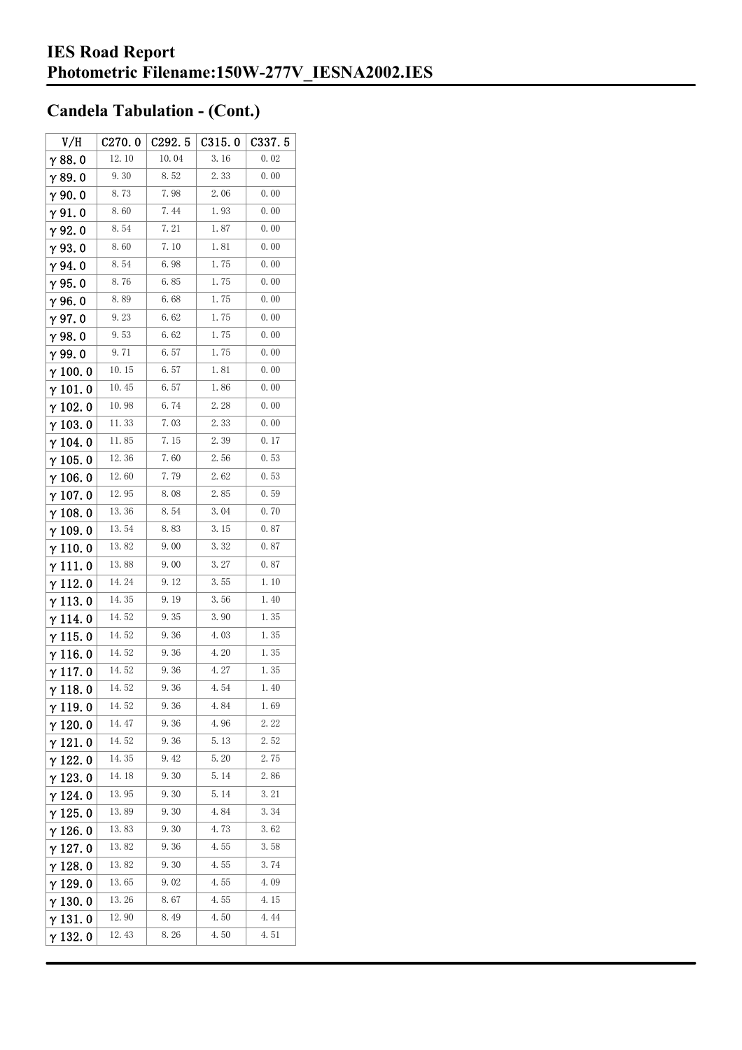## Candela Tabulation - (Cont.)

| V/H | C270.0 | C292.5 | C315.0 | C337.5 |
| --- | --- | --- | --- | --- |
| γ 88.0 | 12.10 | 10.04 | 3.16 | 0.02 |
| γ 89.0 | 9.30 | 8.52 | 2.33 | 0.00 |
| γ 90.0 | 8.73 | 7.98 | 2.06 | 0.00 |
| γ 91.0 | 8.60 | 7.44 | 1.93 | 0.00 |
| γ 92.0 | 8.54 | 7.21 | 1.87 | 0.00 |
| γ 93.0 | 8.60 | 7.10 | 1.81 | 0.00 |
| γ 94.0 | 8.54 | 6.98 | 1.75 | 0.00 |
| γ 95.0 | 8.76 | 6.85 | 1.75 | 0.00 |
| γ 96.0 | 8.89 | 6.68 | 1.75 | 0.00 |
| γ 97.0 | 9.23 | 6.62 | 1.75 | 0.00 |
| γ 98.0 | 9.53 | 6.62 | 1.75 | 0.00 |
| γ 99.0 | 9.71 | 6.57 | 1.75 | 0.00 |
| γ 100.0 | 10.15 | 6.57 | 1.81 | 0.00 |
| γ 101.0 | 10.45 | 6.57 | 1.86 | 0.00 |
| γ 102.0 | 10.98 | 6.74 | 2.28 | 0.00 |
| γ 103.0 | 11.33 | 7.03 | 2.33 | 0.00 |
| γ 104.0 | 11.85 | 7.15 | 2.39 | 0.17 |
| γ 105.0 | 12.36 | 7.60 | 2.56 | 0.53 |
| γ 106.0 | 12.60 | 7.79 | 2.62 | 0.53 |
| γ 107.0 | 12.95 | 8.08 | 2.85 | 0.59 |
| γ 108.0 | 13.36 | 8.54 | 3.04 | 0.70 |
| γ 109.0 | 13.54 | 8.83 | 3.15 | 0.87 |
| γ 110.0 | 13.82 | 9.00 | 3.32 | 0.87 |
| γ 111.0 | 13.88 | 9.00 | 3.27 | 0.87 |
| γ 112.0 | 14.24 | 9.12 | 3.55 | 1.10 |
| γ 113.0 | 14.35 | 9.19 | 3.56 | 1.40 |
| γ 114.0 | 14.52 | 9.35 | 3.90 | 1.35 |
| γ 115.0 | 14.52 | 9.36 | 4.03 | 1.35 |
| γ 116.0 | 14.52 | 9.36 | 4.20 | 1.35 |
| γ 117.0 | 14.52 | 9.36 | 4.27 | 1.35 |
| γ 118.0 | 14.52 | 9.36 | 4.54 | 1.40 |
| γ 119.0 | 14.52 | 9.36 | 4.84 | 1.69 |
| γ 120.0 | 14.47 | 9.36 | 4.96 | 2.22 |
| γ 121.0 | 14.52 | 9.36 | 5.13 | 2.52 |
| γ 122.0 | 14.35 | 9.42 | 5.20 | 2.75 |
| γ 123.0 | 14.18 | 9.30 | 5.14 | 2.86 |
| γ 124.0 | 13.95 | 9.30 | 5.14 | 3.21 |
| γ 125.0 | 13.89 | 9.30 | 4.84 | 3.34 |
| γ 126.0 | 13.83 | 9.30 | 4.73 | 3.62 |
| γ 127.0 | 13.82 | 9.36 | 4.55 | 3.58 |
| γ 128.0 | 13.82 | 9.30 | 4.55 | 3.74 |
| γ 129.0 | 13.65 | 9.02 | 4.55 | 4.09 |
| γ 130.0 | 13.26 | 8.67 | 4.55 | 4.15 |
| γ 131.0 | 12.90 | 8.49 | 4.50 | 4.44 |
| γ 132.0 | 12.43 | 8.26 | 4.50 | 4.51 |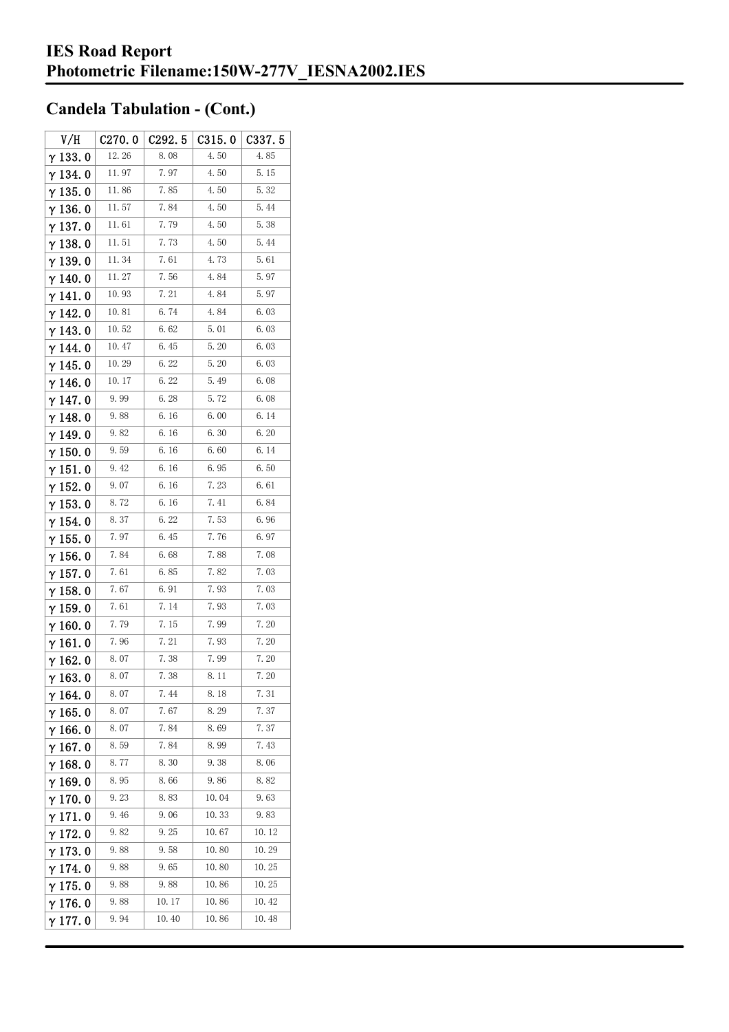# IES Road Report
# Photometric Filename:150W-277V_IESNA2002.IES

## Candela Tabulation - (Cont.)

| V/H | C270.0 | C292.5 | C315.0 | C337.5 |
|---|---|---|---|---|
| γ 133.0 | 12.26 | 8.08 | 4.50 | 4.85 |
| γ 134.0 | 11.97 | 7.97 | 4.50 | 5.15 |
| γ 135.0 | 11.86 | 7.85 | 4.50 | 5.32 |
| γ 136.0 | 11.57 | 7.84 | 4.50 | 5.44 |
| γ 137.0 | 11.61 | 7.79 | 4.50 | 5.38 |
| γ 138.0 | 11.51 | 7.73 | 4.50 | 5.44 |
| γ 139.0 | 11.34 | 7.61 | 4.73 | 5.61 |
| γ 140.0 | 11.27 | 7.56 | 4.84 | 5.97 |
| γ 141.0 | 10.93 | 7.21 | 4.84 | 5.97 |
| γ 142.0 | 10.81 | 6.74 | 4.84 | 6.03 |
| γ 143.0 | 10.52 | 6.62 | 5.01 | 6.03 |
| γ 144.0 | 10.47 | 6.45 | 5.20 | 6.03 |
| γ 145.0 | 10.29 | 6.22 | 5.20 | 6.03 |
| γ 146.0 | 10.17 | 6.22 | 5.49 | 6.08 |
| γ 147.0 | 9.99 | 6.28 | 5.72 | 6.08 |
| γ 148.0 | 9.88 | 6.16 | 6.00 | 6.14 |
| γ 149.0 | 9.82 | 6.16 | 6.30 | 6.20 |
| γ 150.0 | 9.59 | 6.16 | 6.60 | 6.14 |
| γ 151.0 | 9.42 | 6.16 | 6.95 | 6.50 |
| γ 152.0 | 9.07 | 6.16 | 7.23 | 6.61 |
| γ 153.0 | 8.72 | 6.16 | 7.41 | 6.84 |
| γ 154.0 | 8.37 | 6.22 | 7.53 | 6.96 |
| γ 155.0 | 7.97 | 6.45 | 7.76 | 6.97 |
| γ 156.0 | 7.84 | 6.68 | 7.88 | 7.08 |
| γ 157.0 | 7.61 | 6.85 | 7.82 | 7.03 |
| γ 158.0 | 7.67 | 6.91 | 7.93 | 7.03 |
| γ 159.0 | 7.61 | 7.14 | 7.93 | 7.03 |
| γ 160.0 | 7.79 | 7.15 | 7.99 | 7.20 |
| γ 161.0 | 7.96 | 7.21 | 7.93 | 7.20 |
| γ 162.0 | 8.07 | 7.38 | 7.99 | 7.20 |
| γ 163.0 | 8.07 | 7.38 | 8.11 | 7.20 |
| γ 164.0 | 8.07 | 7.44 | 8.18 | 7.31 |
| γ 165.0 | 8.07 | 7.67 | 8.29 | 7.37 |
| γ 166.0 | 8.07 | 7.84 | 8.69 | 7.37 |
| γ 167.0 | 8.59 | 7.84 | 8.99 | 7.43 |
| γ 168.0 | 8.77 | 8.30 | 9.38 | 8.06 |
| γ 169.0 | 8.95 | 8.66 | 9.86 | 8.82 |
| γ 170.0 | 9.23 | 8.83 | 10.04 | 9.63 |
| γ 171.0 | 9.46 | 9.06 | 10.33 | 9.83 |
| γ 172.0 | 9.82 | 9.25 | 10.67 | 10.12 |
| γ 173.0 | 9.88 | 9.58 | 10.80 | 10.29 |
| γ 174.0 | 9.88 | 9.65 | 10.80 | 10.25 |
| γ 175.0 | 9.88 | 9.88 | 10.86 | 10.25 |
| γ 176.0 | 9.88 | 10.17 | 10.86 | 10.42 |
| γ 177.0 | 9.94 | 10.40 | 10.86 | 10.48 |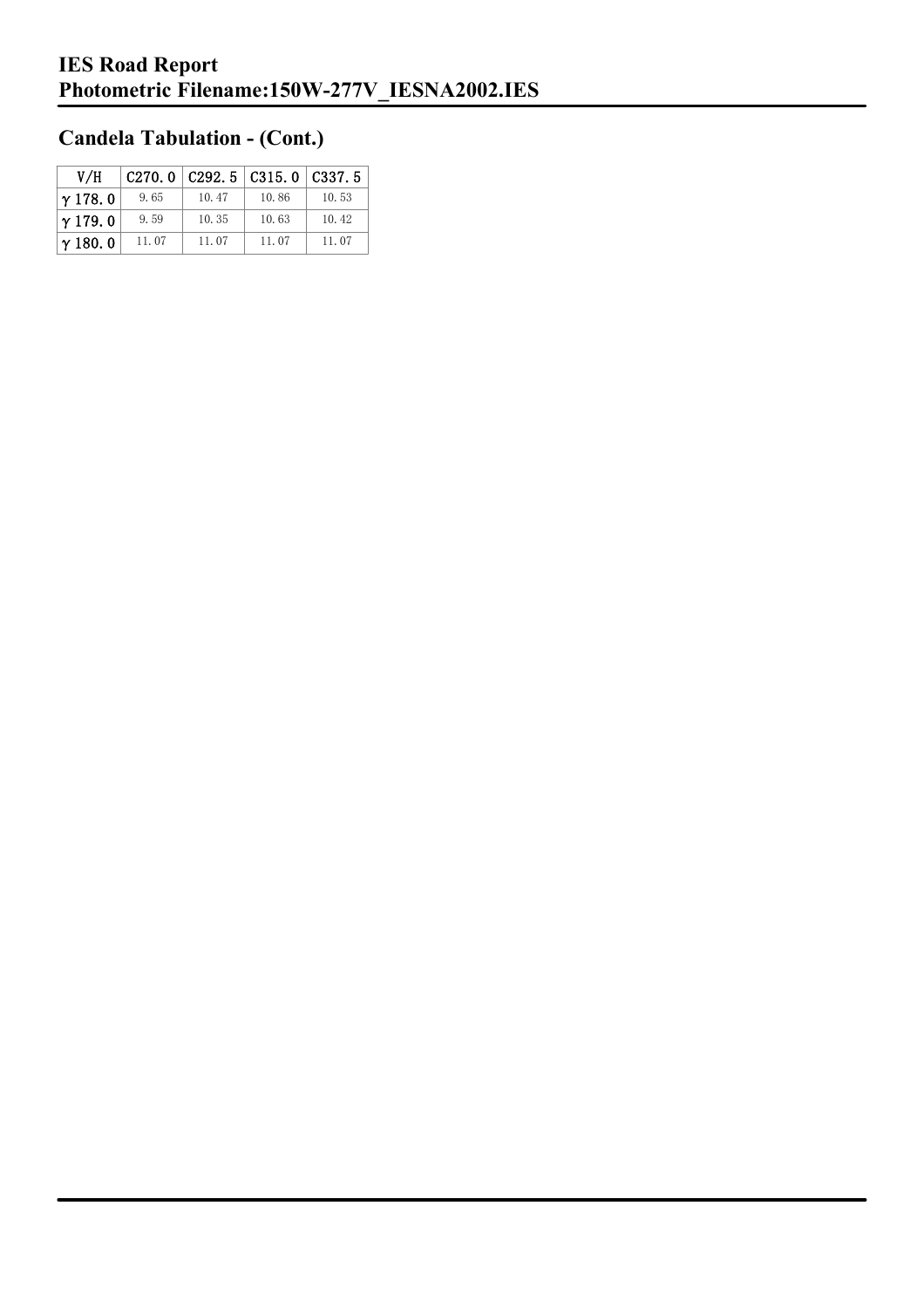## Candela Tabulation - (Cont.)

| V/H | C270.0 | C292.5 | C315.0 | C337.5 |
|---|---|---|---|---|
| γ 178.0 | 9.65 | 10.47 | 10.86 | 10.53 |
| γ 179.0 | 9.59 | 10.35 | 10.63 | 10.42 |
| γ 180.0 | 11.07 | 11.07 | 11.07 | 11.07 |